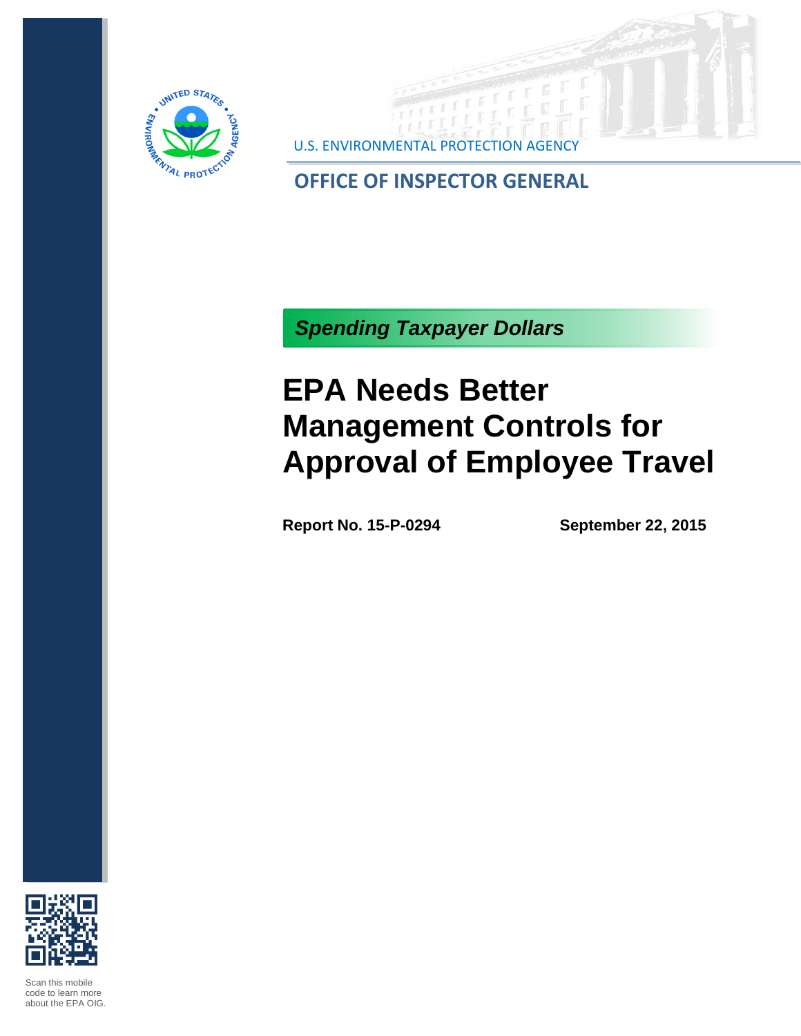U.S. ENVIRONMENTAL PROTECTION AGENCY

**OFFICE OF INSPECTOR GENERAL**

***Spending Taxpayer Dollars***

# EPA Needs Better Management Controls for Approval of Employee Travel

**Report No. 15-P-0294** **September 22, 2015**

Scan this mobile code to learn more about the EPA OIG.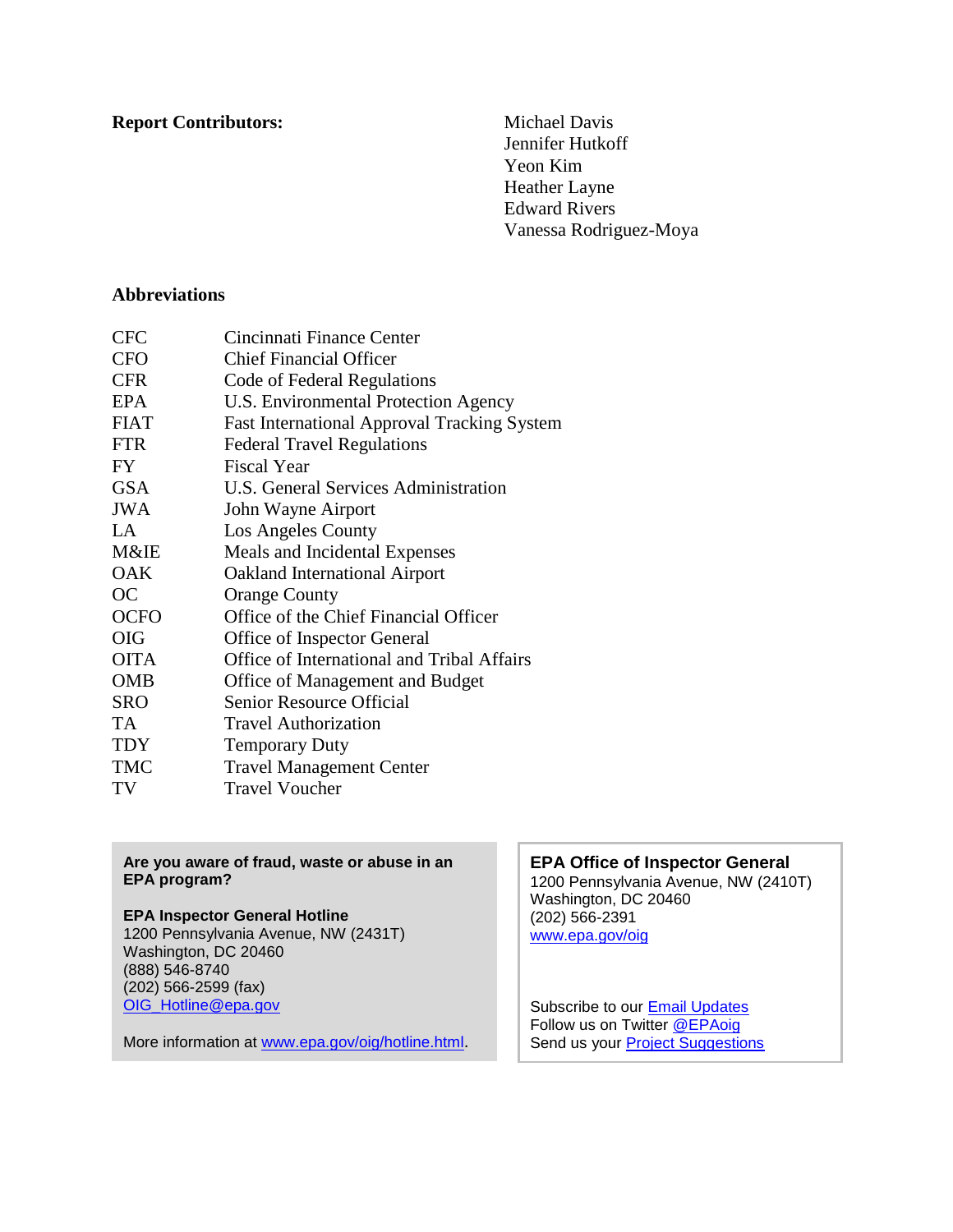**Report Contributors:**

Michael Davis
Jennifer Hutkoff
Yeon Kim
Heather Layne
Edward Rivers
Vanessa Rodriguez-Moya

## Abbreviations

| | |
|---|---|
| CFC | Cincinnati Finance Center |
| CFO | Chief Financial Officer |
| CFR | Code of Federal Regulations |
| EPA | U.S. Environmental Protection Agency |
| FIAT | Fast International Approval Tracking System |
| FTR | Federal Travel Regulations |
| FY | Fiscal Year |
| GSA | U.S. General Services Administration |
| JWA | John Wayne Airport |
| LA | Los Angeles County |
| M&IE | Meals and Incidental Expenses |
| OAK | Oakland International Airport |
| OC | Orange County |
| OCFO | Office of the Chief Financial Officer |
| OIG | Office of Inspector General |
| OITA | Office of International and Tribal Affairs |
| OMB | Office of Management and Budget |
| SRO | Senior Resource Official |
| TA | Travel Authorization |
| TDY | Temporary Duty |
| TMC | Travel Management Center |
| TV | Travel Voucher |

**Are you aware of fraud, waste or abuse in an EPA program?**

**EPA Inspector General Hotline**
1200 Pennsylvania Avenue, NW (2431T)
Washington, DC 20460
(888) 546-8740
(202) 566-2599 (fax)
OIG_Hotline@epa.gov

More information at www.epa.gov/oig/hotline.html.

**EPA Office of Inspector General**
1200 Pennsylvania Avenue, NW (2410T)
Washington, DC 20460
(202) 566-2391
www.epa.gov/oig

Subscribe to our Email Updates
Follow us on Twitter @EPAoig
Send us your Project Suggestions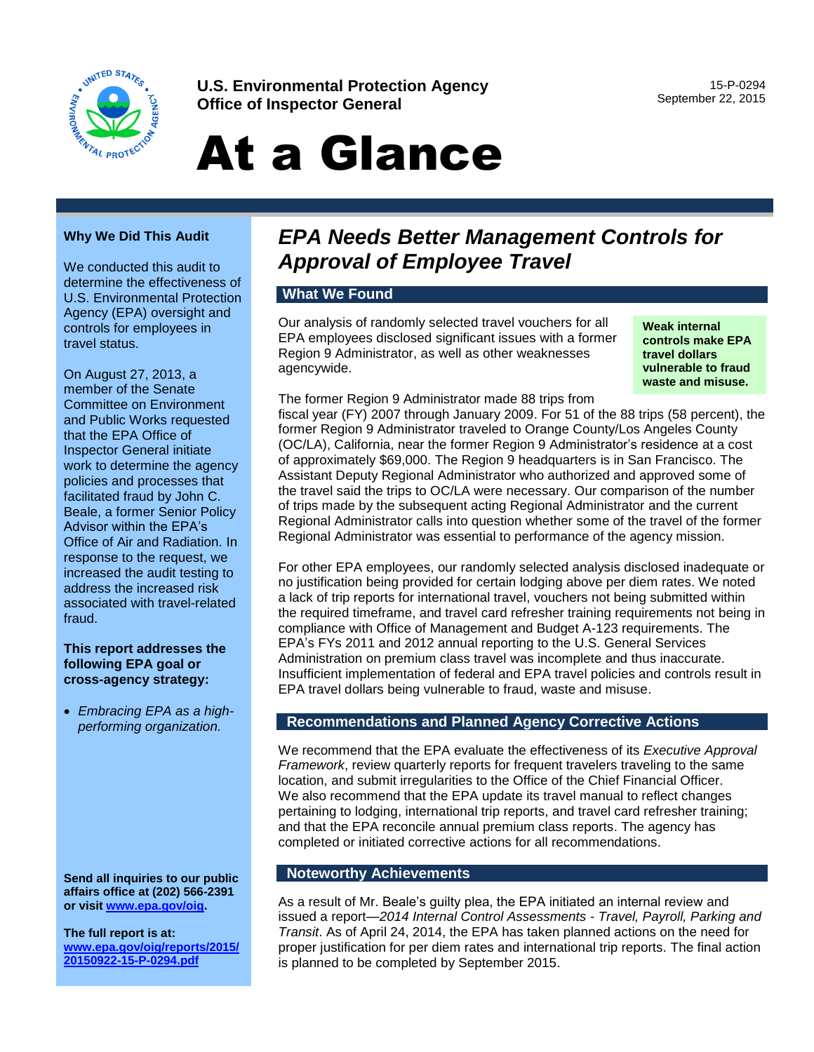U.S. Environmental Protection Agency
Office of Inspector General

15-P-0294
September 22, 2015

# At a Glance

## EPA Needs Better Management Controls for Approval of Employee Travel

### Why We Did This Audit

We conducted this audit to determine the effectiveness of U.S. Environmental Protection Agency (EPA) oversight and controls for employees in travel status.

On August 27, 2013, a member of the Senate Committee on Environment and Public Works requested that the EPA Office of Inspector General initiate work to determine the agency policies and processes that facilitated fraud by John C. Beale, a former Senior Policy Advisor within the EPA's Office of Air and Radiation. In response to the request, we increased the audit testing to address the increased risk associated with travel-related fraud.

**This report addresses the following EPA goal or cross-agency strategy:**

- *Embracing EPA as a high-performing organization.*

**Send all inquiries to our public affairs office at (202) 566-2391 or visit [www.epa.gov/oig](www.epa.gov/oig).**

**The full report is at: [www.epa.gov/oig/reports/2015/20150922-15-P-0294.pdf](www.epa.gov/oig/reports/2015/20150922-15-P-0294.pdf)**

### What We Found

Our analysis of randomly selected travel vouchers for all EPA employees disclosed significant issues with a former Region 9 Administrator, as well as other weaknesses agencywide.

**Weak internal controls make EPA travel dollars vulnerable to fraud waste and misuse.**

The former Region 9 Administrator made 88 trips from fiscal year (FY) 2007 through January 2009. For 51 of the 88 trips (58 percent), the former Region 9 Administrator traveled to Orange County/Los Angeles County (OC/LA), California, near the former Region 9 Administrator's residence at a cost of approximately $69,000. The Region 9 headquarters is in San Francisco. The Assistant Deputy Regional Administrator who authorized and approved some of the travel said the trips to OC/LA were necessary. Our comparison of the number of trips made by the subsequent acting Regional Administrator and the current Regional Administrator calls into question whether some of the travel of the former Regional Administrator was essential to performance of the agency mission.

For other EPA employees, our randomly selected analysis disclosed inadequate or no justification being provided for certain lodging above per diem rates. We noted a lack of trip reports for international travel, vouchers not being submitted within the required timeframe, and travel card refresher training requirements not being in compliance with Office of Management and Budget A-123 requirements. The EPA's FYs 2011 and 2012 annual reporting to the U.S. General Services Administration on premium class travel was incomplete and thus inaccurate. Insufficient implementation of federal and EPA travel policies and controls result in EPA travel dollars being vulnerable to fraud, waste and misuse.

### Recommendations and Planned Agency Corrective Actions

We recommend that the EPA evaluate the effectiveness of its *Executive Approval Framework*, review quarterly reports for frequent travelers traveling to the same location, and submit irregularities to the Office of the Chief Financial Officer. We also recommend that the EPA update its travel manual to reflect changes pertaining to lodging, international trip reports, and travel card refresher training; and that the EPA reconcile annual premium class reports. The agency has completed or initiated corrective actions for all recommendations.

### Noteworthy Achievements

As a result of Mr. Beale's guilty plea, the EPA initiated an internal review and issued a report—*2014 Internal Control Assessments - Travel, Payroll, Parking and Transit*. As of April 24, 2014, the EPA has taken planned actions on the need for proper justification for per diem rates and international trip reports. The final action is planned to be completed by September 2015.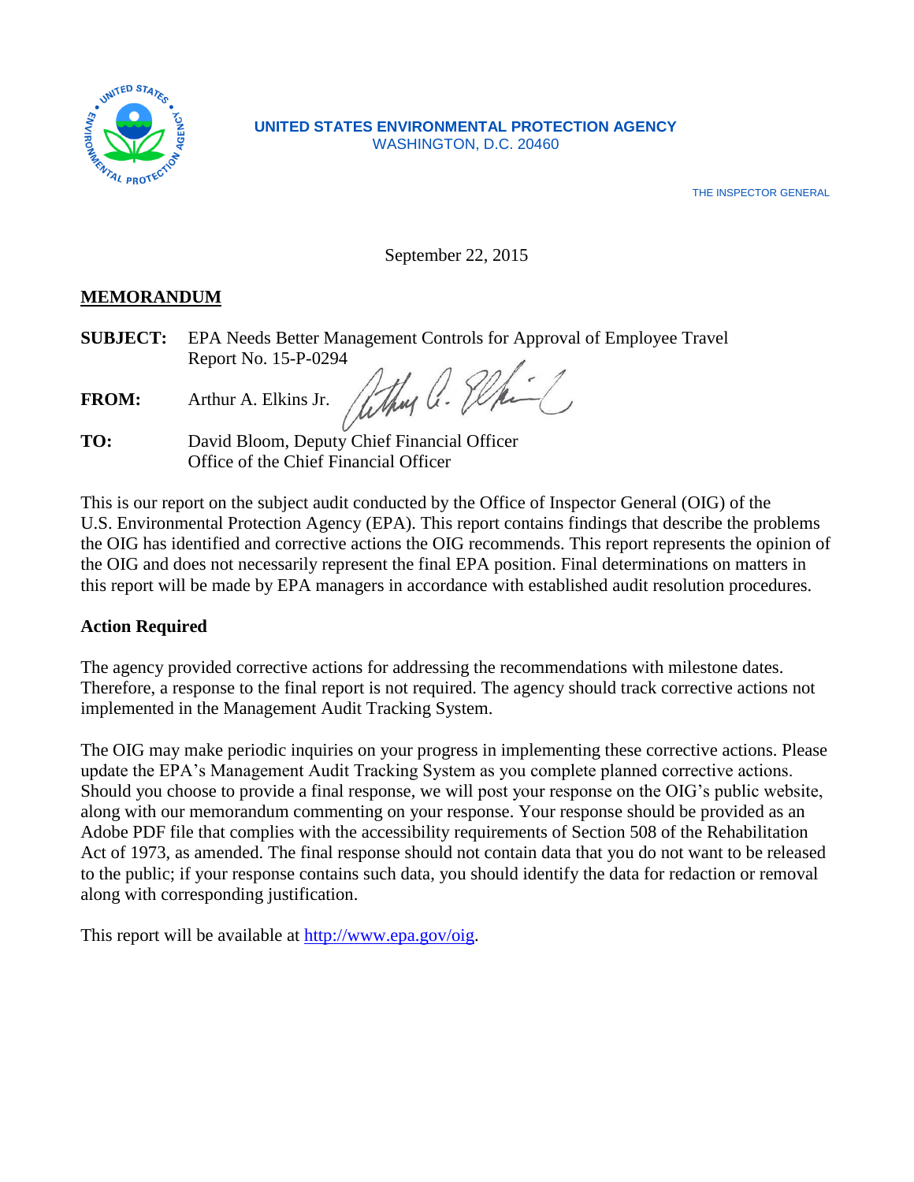UNITED STATES ENVIRONMENTAL PROTECTION AGENCY
WASHINGTON, D.C. 20460

THE INSPECTOR GENERAL

September 22, 2015

**MEMORANDUM**

**SUBJECT:** EPA Needs Better Management Controls for Approval of Employee Travel
Report No. 15-P-0294

**FROM:** Arthur A. Elkins Jr.

**TO:** David Bloom, Deputy Chief Financial Officer
Office of the Chief Financial Officer

This is our report on the subject audit conducted by the Office of Inspector General (OIG) of the U.S. Environmental Protection Agency (EPA). This report contains findings that describe the problems the OIG has identified and corrective actions the OIG recommends. This report represents the opinion of the OIG and does not necessarily represent the final EPA position. Final determinations on matters in this report will be made by EPA managers in accordance with established audit resolution procedures.

**Action Required**

The agency provided corrective actions for addressing the recommendations with milestone dates. Therefore, a response to the final report is not required. The agency should track corrective actions not implemented in the Management Audit Tracking System.

The OIG may make periodic inquiries on your progress in implementing these corrective actions. Please update the EPA's Management Audit Tracking System as you complete planned corrective actions. Should you choose to provide a final response, we will post your response on the OIG's public website, along with our memorandum commenting on your response. Your response should be provided as an Adobe PDF file that complies with the accessibility requirements of Section 508 of the Rehabilitation Act of 1973, as amended. The final response should not contain data that you do not want to be released to the public; if your response contains such data, you should identify the data for redaction or removal along with corresponding justification.

This report will be available at [http://www.epa.gov/oig](http://www.epa.gov/oig).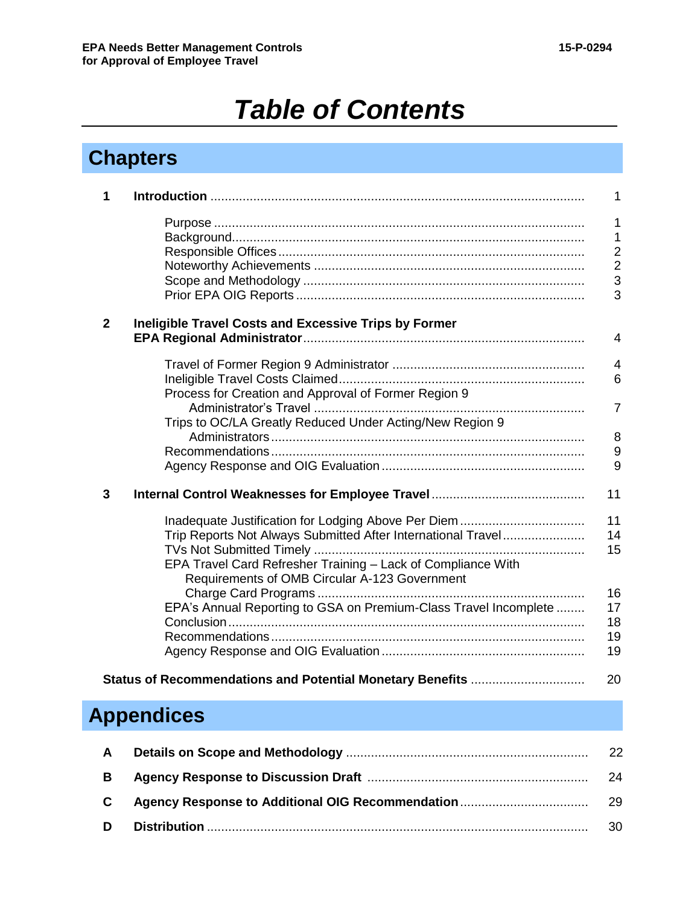# Table of Contents

## Chapters

| | | |
|---|---|---|
| **1** | **Introduction** | 1 |
| | Purpose | 1 |
| | Background | 1 |
| | Responsible Offices | 2 |
| | Noteworthy Achievements | 2 |
| | Scope and Methodology | 3 |
| | Prior EPA OIG Reports | 3 |
| **2** | **Ineligible Travel Costs and Excessive Trips by Former EPA Regional Administrator** | 4 |
| | Travel of Former Region 9 Administrator | 4 |
| | Ineligible Travel Costs Claimed | 6 |
| | Process for Creation and Approval of Former Region 9 Administrator's Travel | 7 |
| | Trips to OC/LA Greatly Reduced Under Acting/New Region 9 Administrators | 8 |
| | Recommendations | 9 |
| | Agency Response and OIG Evaluation | 9 |
| **3** | **Internal Control Weaknesses for Employee Travel** | 11 |
| | Inadequate Justification for Lodging Above Per Diem | 11 |
| | Trip Reports Not Always Submitted After International Travel | 14 |
| | TVs Not Submitted Timely | 15 |
| | EPA Travel Card Refresher Training – Lack of Compliance With Requirements of OMB Circular A-123 Government Charge Card Programs | 16 |
| | EPA's Annual Reporting to GSA on Premium-Class Travel Incomplete | 17 |
| | Conclusion | 18 |
| | Recommendations | 19 |
| | Agency Response and OIG Evaluation | 19 |
| | **Status of Recommendations and Potential Monetary Benefits** | 20 |

## Appendices

| | | |
|---|---|---|
| **A** | **Details on Scope and Methodology** | 22 |
| **B** | **Agency Response to Discussion Draft** | 24 |
| **C** | **Agency Response to Additional OIG Recommendation** | 29 |
| **D** | **Distribution** | 30 |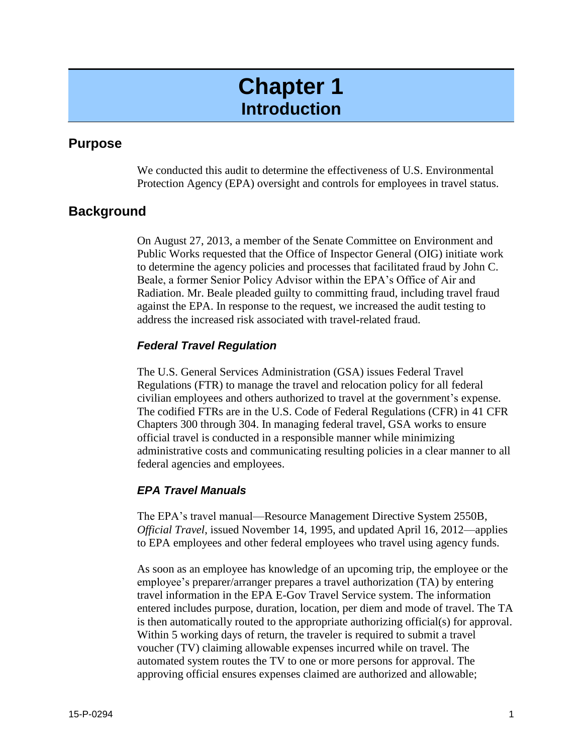# Chapter 1
## Introduction

## Purpose

We conducted this audit to determine the effectiveness of U.S. Environmental Protection Agency (EPA) oversight and controls for employees in travel status.

## Background

On August 27, 2013, a member of the Senate Committee on Environment and Public Works requested that the Office of Inspector General (OIG) initiate work to determine the agency policies and processes that facilitated fraud by John C. Beale, a former Senior Policy Advisor within the EPA's Office of Air and Radiation. Mr. Beale pleaded guilty to committing fraud, including travel fraud against the EPA. In response to the request, we increased the audit testing to address the increased risk associated with travel-related fraud.

### *Federal Travel Regulation*

The U.S. General Services Administration (GSA) issues Federal Travel Regulations (FTR) to manage the travel and relocation policy for all federal civilian employees and others authorized to travel at the government's expense. The codified FTRs are in the U.S. Code of Federal Regulations (CFR) in 41 CFR Chapters 300 through 304. In managing federal travel, GSA works to ensure official travel is conducted in a responsible manner while minimizing administrative costs and communicating resulting policies in a clear manner to all federal agencies and employees.

### *EPA Travel Manuals*

The EPA's travel manual—Resource Management Directive System 2550B, *Official Travel*, issued November 14, 1995, and updated April 16, 2012—applies to EPA employees and other federal employees who travel using agency funds.

As soon as an employee has knowledge of an upcoming trip, the employee or the employee's preparer/arranger prepares a travel authorization (TA) by entering travel information in the EPA E-Gov Travel Service system. The information entered includes purpose, duration, location, per diem and mode of travel. The TA is then automatically routed to the appropriate authorizing official(s) for approval. Within 5 working days of return, the traveler is required to submit a travel voucher (TV) claiming allowable expenses incurred while on travel. The automated system routes the TV to one or more persons for approval. The approving official ensures expenses claimed are authorized and allowable;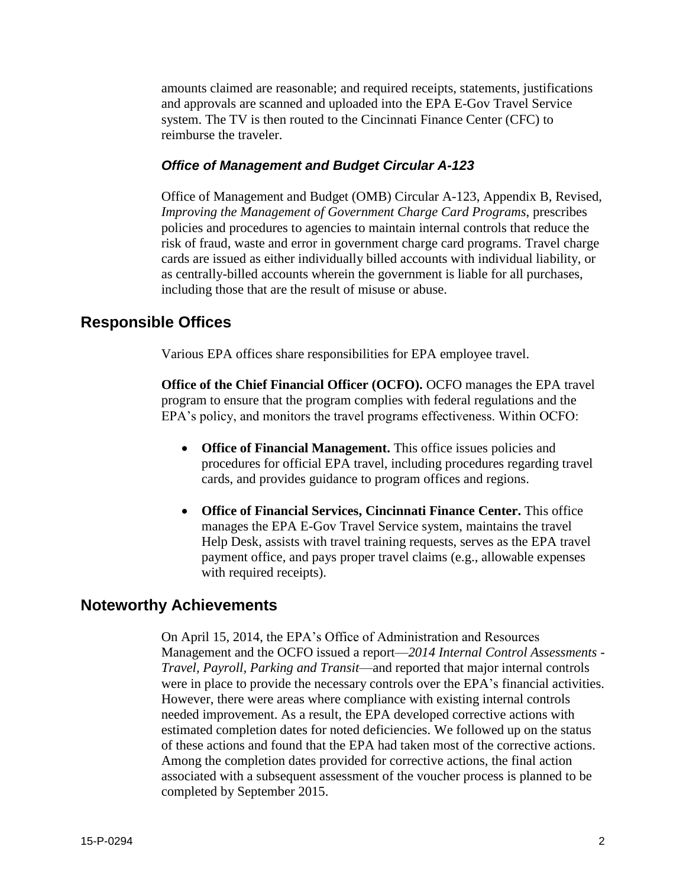amounts claimed are reasonable; and required receipts, statements, justifications and approvals are scanned and uploaded into the EPA E-Gov Travel Service system. The TV is then routed to the Cincinnati Finance Center (CFC) to reimburse the traveler.

### *Office of Management and Budget Circular A-123*

Office of Management and Budget (OMB) Circular A-123, Appendix B, Revised, *Improving the Management of Government Charge Card Programs*, prescribes policies and procedures to agencies to maintain internal controls that reduce the risk of fraud, waste and error in government charge card programs. Travel charge cards are issued as either individually billed accounts with individual liability, or as centrally-billed accounts wherein the government is liable for all purchases, including those that are the result of misuse or abuse.

## Responsible Offices

Various EPA offices share responsibilities for EPA employee travel.

**Office of the Chief Financial Officer (OCFO).** OCFO manages the EPA travel program to ensure that the program complies with federal regulations and the EPA's policy, and monitors the travel programs effectiveness. Within OCFO:

- **Office of Financial Management.** This office issues policies and procedures for official EPA travel, including procedures regarding travel cards, and provides guidance to program offices and regions.

- **Office of Financial Services, Cincinnati Finance Center.** This office manages the EPA E-Gov Travel Service system, maintains the travel Help Desk, assists with travel training requests, serves as the EPA travel payment office, and pays proper travel claims (e.g., allowable expenses with required receipts).

## Noteworthy Achievements

On April 15, 2014, the EPA's Office of Administration and Resources Management and the OCFO issued a report—*2014 Internal Control Assessments - Travel, Payroll, Parking and Transit*—and reported that major internal controls were in place to provide the necessary controls over the EPA's financial activities. However, there were areas where compliance with existing internal controls needed improvement. As a result, the EPA developed corrective actions with estimated completion dates for noted deficiencies. We followed up on the status of these actions and found that the EPA had taken most of the corrective actions. Among the completion dates provided for corrective actions, the final action associated with a subsequent assessment of the voucher process is planned to be completed by September 2015.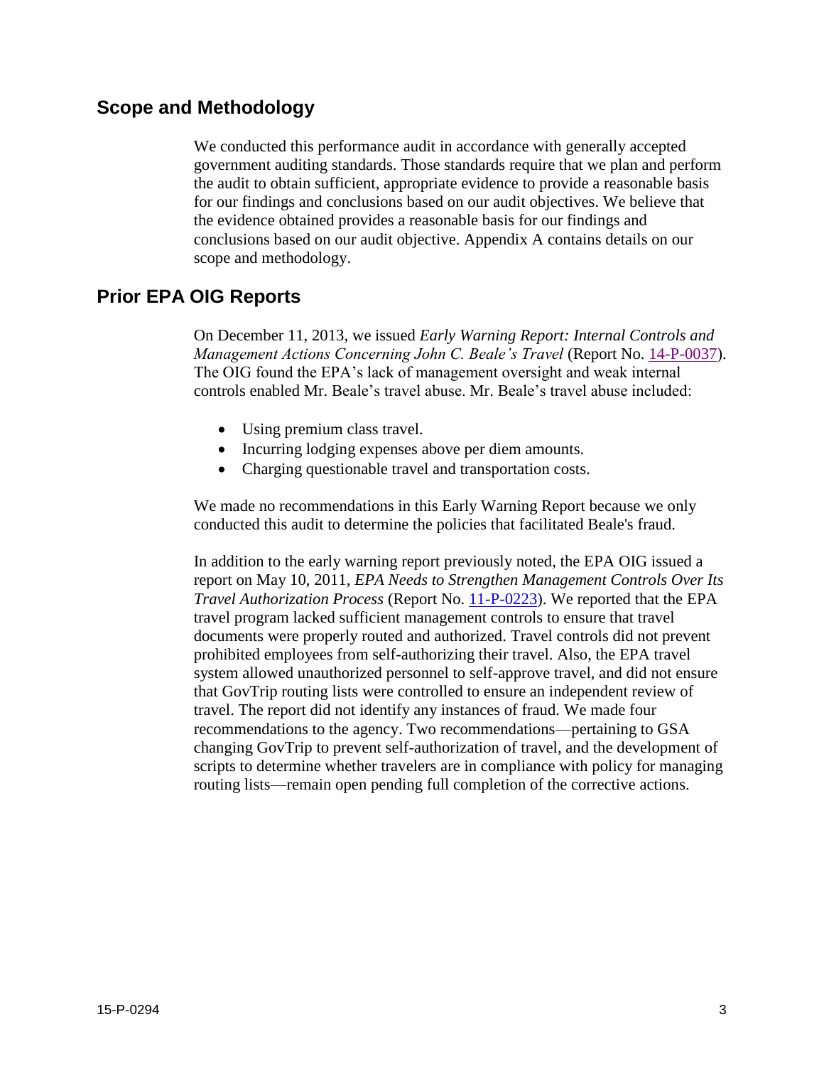## Scope and Methodology

We conducted this performance audit in accordance with generally accepted government auditing standards. Those standards require that we plan and perform the audit to obtain sufficient, appropriate evidence to provide a reasonable basis for our findings and conclusions based on our audit objectives. We believe that the evidence obtained provides a reasonable basis for our findings and conclusions based on our audit objective. Appendix A contains details on our scope and methodology.

## Prior EPA OIG Reports

On December 11, 2013, we issued *Early Warning Report: Internal Controls and Management Actions Concerning John C. Beale's Travel* (Report No. 14-P-0037). The OIG found the EPA's lack of management oversight and weak internal controls enabled Mr. Beale's travel abuse. Mr. Beale's travel abuse included:

- Using premium class travel.
- Incurring lodging expenses above per diem amounts.
- Charging questionable travel and transportation costs.

We made no recommendations in this Early Warning Report because we only conducted this audit to determine the policies that facilitated Beale's fraud.

In addition to the early warning report previously noted, the EPA OIG issued a report on May 10, 2011, *EPA Needs to Strengthen Management Controls Over Its Travel Authorization Process* (Report No. 11-P-0223). We reported that the EPA travel program lacked sufficient management controls to ensure that travel documents were properly routed and authorized. Travel controls did not prevent prohibited employees from self-authorizing their travel. Also, the EPA travel system allowed unauthorized personnel to self-approve travel, and did not ensure that GovTrip routing lists were controlled to ensure an independent review of travel. The report did not identify any instances of fraud. We made four recommendations to the agency. Two recommendations—pertaining to GSA changing GovTrip to prevent self-authorization of travel, and the development of scripts to determine whether travelers are in compliance with policy for managing routing lists—remain open pending full completion of the corrective actions.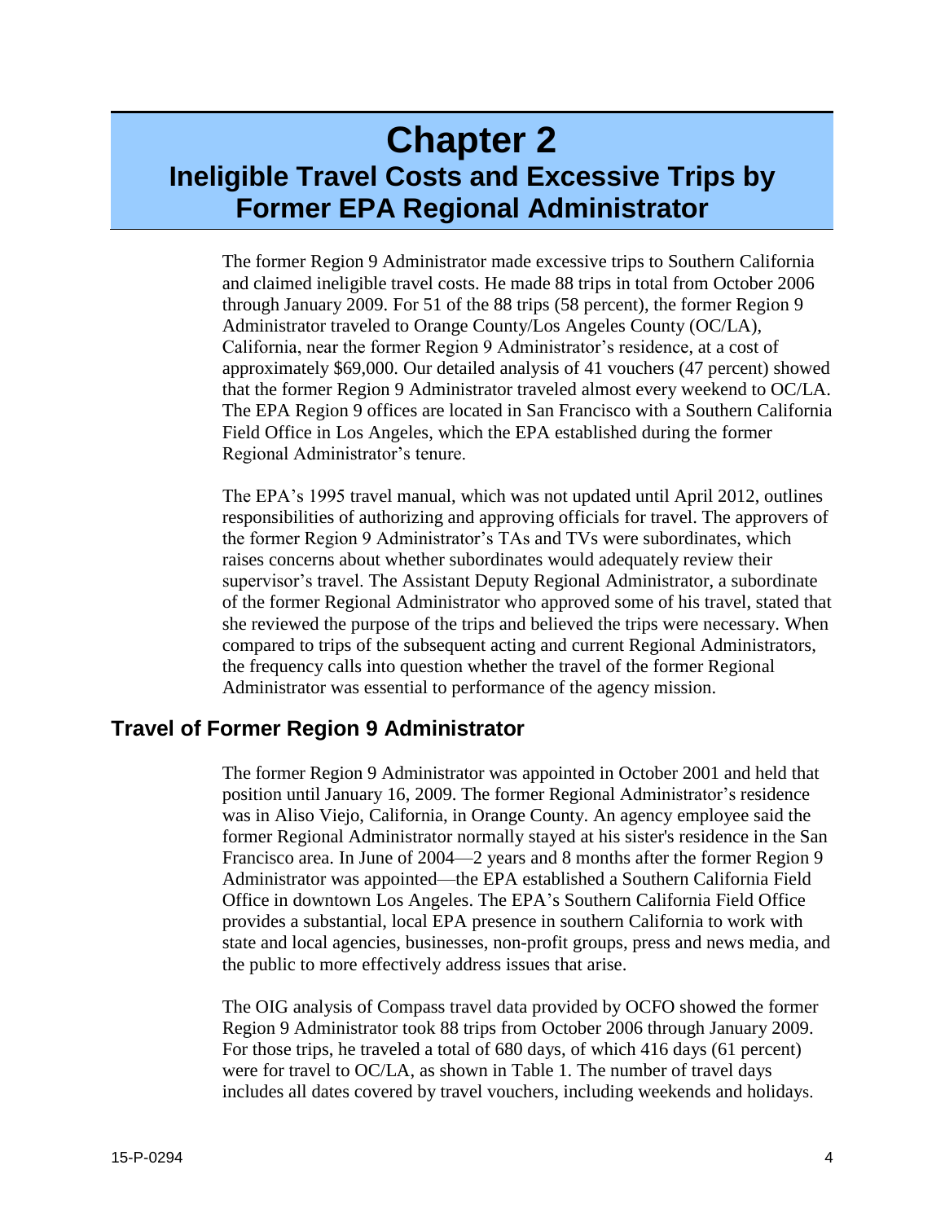# Chapter 2
## Ineligible Travel Costs and Excessive Trips by Former EPA Regional Administrator

The former Region 9 Administrator made excessive trips to Southern California and claimed ineligible travel costs. He made 88 trips in total from October 2006 through January 2009. For 51 of the 88 trips (58 percent), the former Region 9 Administrator traveled to Orange County/Los Angeles County (OC/LA), California, near the former Region 9 Administrator's residence, at a cost of approximately $69,000. Our detailed analysis of 41 vouchers (47 percent) showed that the former Region 9 Administrator traveled almost every weekend to OC/LA. The EPA Region 9 offices are located in San Francisco with a Southern California Field Office in Los Angeles, which the EPA established during the former Regional Administrator's tenure.

The EPA's 1995 travel manual, which was not updated until April 2012, outlines responsibilities of authorizing and approving officials for travel. The approvers of the former Region 9 Administrator's TAs and TVs were subordinates, which raises concerns about whether subordinates would adequately review their supervisor's travel. The Assistant Deputy Regional Administrator, a subordinate of the former Regional Administrator who approved some of his travel, stated that she reviewed the purpose of the trips and believed the trips were necessary. When compared to trips of the subsequent acting and current Regional Administrators, the frequency calls into question whether the travel of the former Regional Administrator was essential to performance of the agency mission.

### Travel of Former Region 9 Administrator

The former Region 9 Administrator was appointed in October 2001 and held that position until January 16, 2009. The former Regional Administrator's residence was in Aliso Viejo, California, in Orange County. An agency employee said the former Regional Administrator normally stayed at his sister's residence in the San Francisco area. In June of 2004—2 years and 8 months after the former Region 9 Administrator was appointed—the EPA established a Southern California Field Office in downtown Los Angeles. The EPA's Southern California Field Office provides a substantial, local EPA presence in southern California to work with state and local agencies, businesses, non-profit groups, press and news media, and the public to more effectively address issues that arise.

The OIG analysis of Compass travel data provided by OCFO showed the former Region 9 Administrator took 88 trips from October 2006 through January 2009. For those trips, he traveled a total of 680 days, of which 416 days (61 percent) were for travel to OC/LA, as shown in Table 1. The number of travel days includes all dates covered by travel vouchers, including weekends and holidays.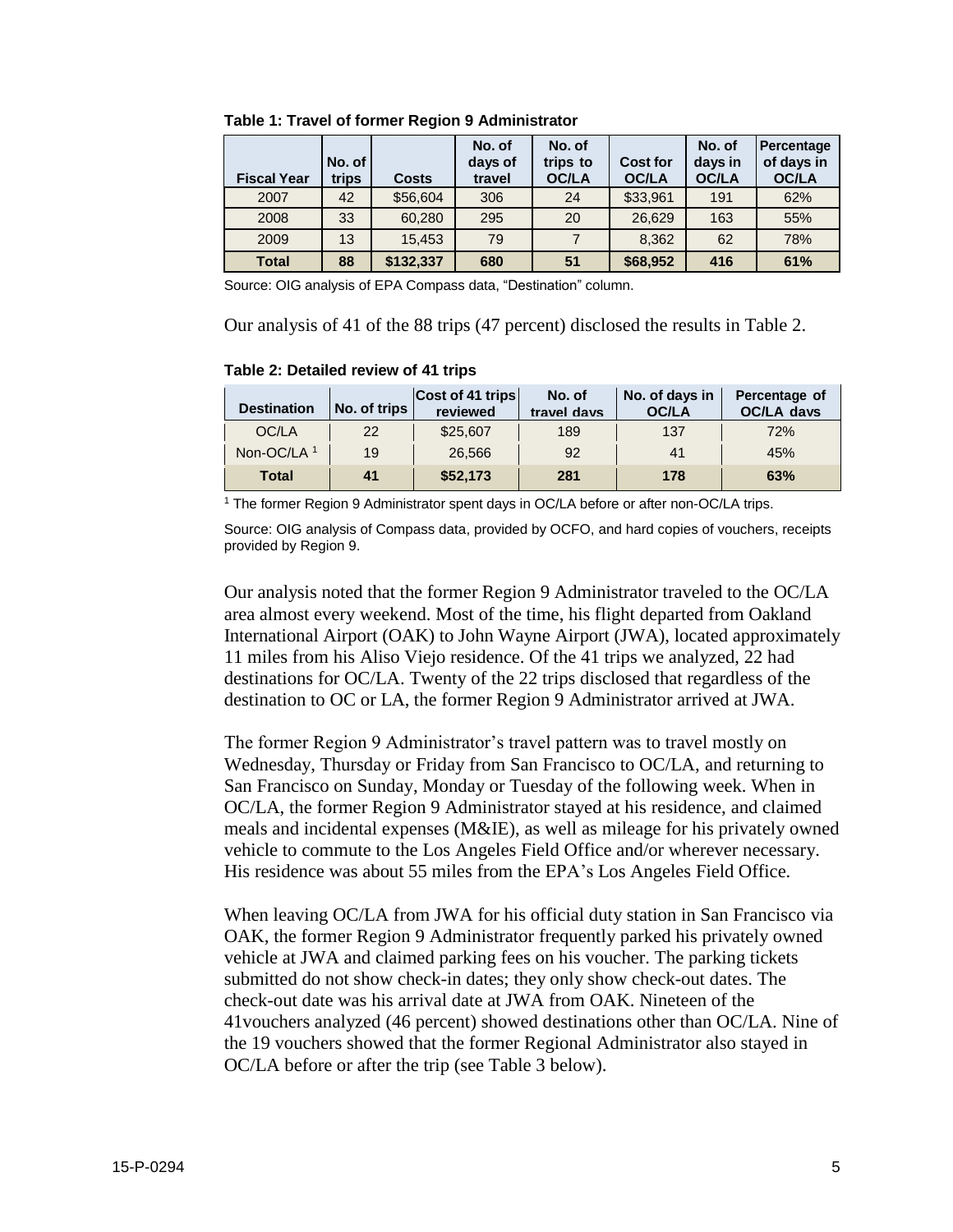**Table 1: Travel of former Region 9 Administrator**

| Fiscal Year | No. of trips | Costs | No. of days of travel | No. of trips to OC/LA | Cost for OC/LA | No. of days in OC/LA | Percentage of days in OC/LA |
|---|---|---|---|---|---|---|---|
| 2007 | 42 | $56,604 | 306 | 24 | $33,961 | 191 | 62% |
| 2008 | 33 | 60,280 | 295 | 20 | 26,629 | 163 | 55% |
| 2009 | 13 | 15,453 | 79 | 7 | 8,362 | 62 | 78% |
| **Total** | **88** | **$132,337** | **680** | **51** | **$68,952** | **416** | **61%** |

Source: OIG analysis of EPA Compass data, "Destination" column.

Our analysis of 41 of the 88 trips (47 percent) disclosed the results in Table 2.

**Table 2: Detailed review of 41 trips**

| Destination | No. of trips | Cost of 41 trips reviewed | No. of travel days | No. of days in OC/LA | Percentage of OC/LA days |
|---|---|---|---|---|---|
| OC/LA | 22 | $25,607 | 189 | 137 | 72% |
| Non-OC/LA [1] | 19 | 26,566 | 92 | 41 | 45% |
| **Total** | **41** | **$52,173** | **281** | **178** | **63%** |

[1] The former Region 9 Administrator spent days in OC/LA before or after non-OC/LA trips.

Source: OIG analysis of Compass data, provided by OCFO, and hard copies of vouchers, receipts provided by Region 9.

Our analysis noted that the former Region 9 Administrator traveled to the OC/LA area almost every weekend. Most of the time, his flight departed from Oakland International Airport (OAK) to John Wayne Airport (JWA), located approximately 11 miles from his Aliso Viejo residence. Of the 41 trips we analyzed, 22 had destinations for OC/LA. Twenty of the 22 trips disclosed that regardless of the destination to OC or LA, the former Region 9 Administrator arrived at JWA.

The former Region 9 Administrator's travel pattern was to travel mostly on Wednesday, Thursday or Friday from San Francisco to OC/LA, and returning to San Francisco on Sunday, Monday or Tuesday of the following week. When in OC/LA, the former Region 9 Administrator stayed at his residence, and claimed meals and incidental expenses (M&IE), as well as mileage for his privately owned vehicle to commute to the Los Angeles Field Office and/or wherever necessary. His residence was about 55 miles from the EPA's Los Angeles Field Office.

When leaving OC/LA from JWA for his official duty station in San Francisco via OAK, the former Region 9 Administrator frequently parked his privately owned vehicle at JWA and claimed parking fees on his voucher. The parking tickets submitted do not show check-in dates; they only show check-out dates. The check-out date was his arrival date at JWA from OAK. Nineteen of the 41vouchers analyzed (46 percent) showed destinations other than OC/LA. Nine of the 19 vouchers showed that the former Regional Administrator also stayed in OC/LA before or after the trip (see Table 3 below).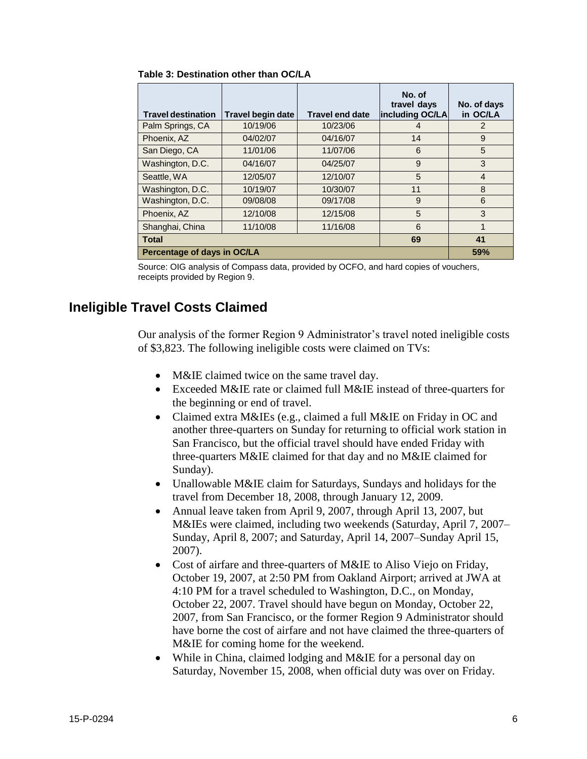**Table 3: Destination other than OC/LA**

| Travel destination | Travel begin date | Travel end date | No. of travel days including OC/LA | No. of days in OC/LA |
|---|---|---|---|---|
| Palm Springs, CA | 10/19/06 | 10/23/06 | 4 | 2 |
| Phoenix, AZ | 04/02/07 | 04/16/07 | 14 | 9 |
| San Diego, CA | 11/01/06 | 11/07/06 | 6 | 5 |
| Washington, D.C. | 04/16/07 | 04/25/07 | 9 | 3 |
| Seattle, WA | 12/05/07 | 12/10/07 | 5 | 4 |
| Washington, D.C. | 10/19/07 | 10/30/07 | 11 | 8 |
| Washington, D.C. | 09/08/08 | 09/17/08 | 9 | 6 |
| Phoenix, AZ | 12/10/08 | 12/15/08 | 5 | 3 |
| Shanghai, China | 11/10/08 | 11/16/08 | 6 | 1 |
| **Total** | | | **69** | **41** |
| **Percentage of days in OC/LA** | | | | **59%** |

Source: OIG analysis of Compass data, provided by OCFO, and hard copies of vouchers, receipts provided by Region 9.

## Ineligible Travel Costs Claimed

Our analysis of the former Region 9 Administrator's travel noted ineligible costs of $3,823. The following ineligible costs were claimed on TVs:

- M&IE claimed twice on the same travel day.
- Exceeded M&IE rate or claimed full M&IE instead of three-quarters for the beginning or end of travel.
- Claimed extra M&IEs (e.g., claimed a full M&IE on Friday in OC and another three-quarters on Sunday for returning to official work station in San Francisco, but the official travel should have ended Friday with three-quarters M&IE claimed for that day and no M&IE claimed for Sunday).
- Unallowable M&IE claim for Saturdays, Sundays and holidays for the travel from December 18, 2008, through January 12, 2009.
- Annual leave taken from April 9, 2007, through April 13, 2007, but M&IEs were claimed, including two weekends (Saturday, April 7, 2007–Sunday, April 8, 2007; and Saturday, April 14, 2007–Sunday April 15, 2007).
- Cost of airfare and three-quarters of M&IE to Aliso Viejo on Friday, October 19, 2007, at 2:50 PM from Oakland Airport; arrived at JWA at 4:10 PM for a travel scheduled to Washington, D.C., on Monday, October 22, 2007. Travel should have begun on Monday, October 22, 2007, from San Francisco, or the former Region 9 Administrator should have borne the cost of airfare and not have claimed the three-quarters of M&IE for coming home for the weekend.
- While in China, claimed lodging and M&IE for a personal day on Saturday, November 15, 2008, when official duty was over on Friday.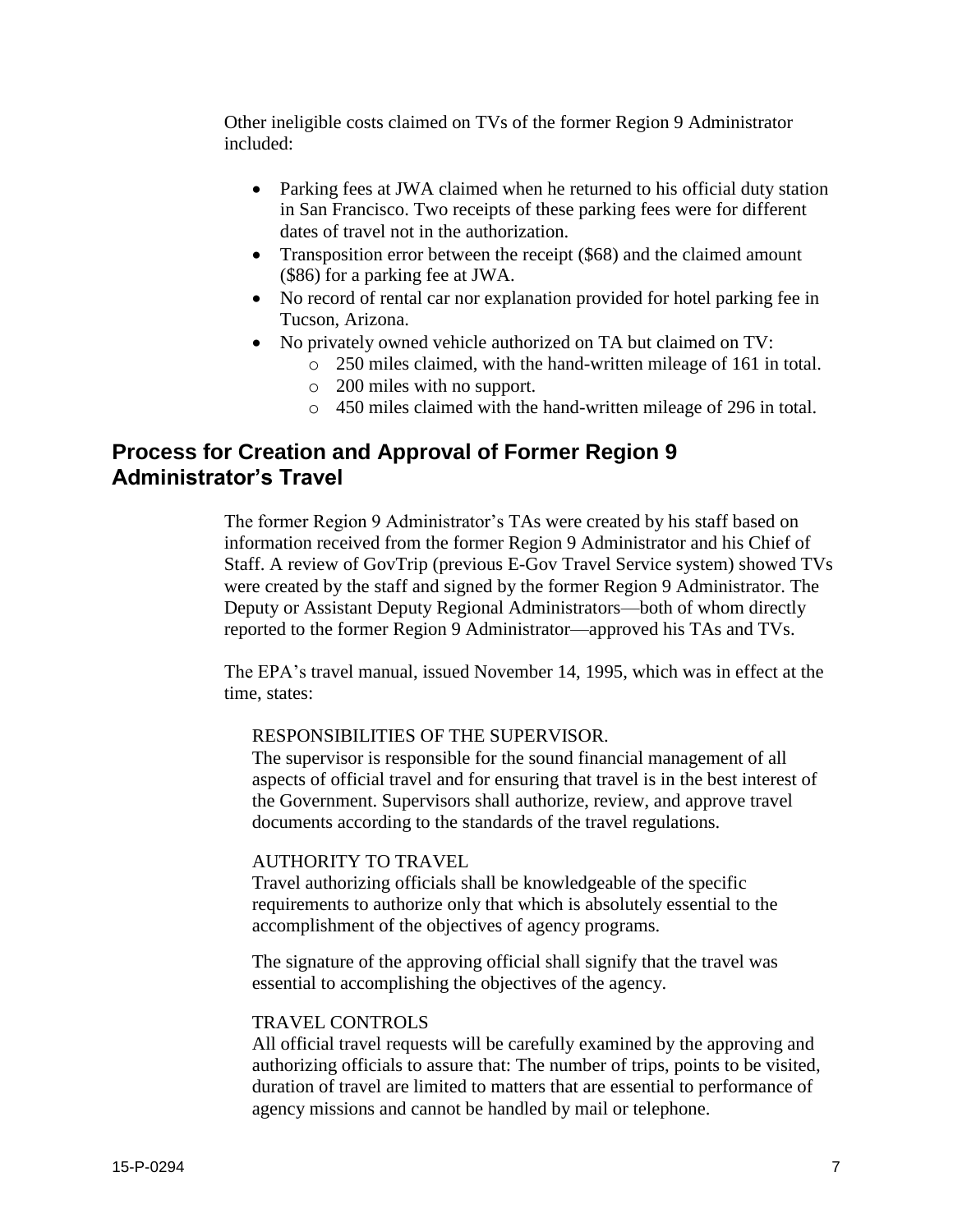Other ineligible costs claimed on TVs of the former Region 9 Administrator included:

- Parking fees at JWA claimed when he returned to his official duty station in San Francisco. Two receipts of these parking fees were for different dates of travel not in the authorization.
- Transposition error between the receipt ($68) and the claimed amount ($86) for a parking fee at JWA.
- No record of rental car nor explanation provided for hotel parking fee in Tucson, Arizona.
- No privately owned vehicle authorized on TA but claimed on TV:
  - 250 miles claimed, with the hand-written mileage of 161 in total.
  - 200 miles with no support.
  - 450 miles claimed with the hand-written mileage of 296 in total.

## Process for Creation and Approval of Former Region 9 Administrator's Travel

The former Region 9 Administrator's TAs were created by his staff based on information received from the former Region 9 Administrator and his Chief of Staff. A review of GovTrip (previous E-Gov Travel Service system) showed TVs were created by the staff and signed by the former Region 9 Administrator. The Deputy or Assistant Deputy Regional Administrators—both of whom directly reported to the former Region 9 Administrator—approved his TAs and TVs.

The EPA's travel manual, issued November 14, 1995, which was in effect at the time, states:

> RESPONSIBILITIES OF THE SUPERVISOR.
> The supervisor is responsible for the sound financial management of all aspects of official travel and for ensuring that travel is in the best interest of the Government. Supervisors shall authorize, review, and approve travel documents according to the standards of the travel regulations.
>
> AUTHORITY TO TRAVEL
> Travel authorizing officials shall be knowledgeable of the specific requirements to authorize only that which is absolutely essential to the accomplishment of the objectives of agency programs.
>
> The signature of the approving official shall signify that the travel was essential to accomplishing the objectives of the agency.
>
> TRAVEL CONTROLS
> All official travel requests will be carefully examined by the approving and authorizing officials to assure that: The number of trips, points to be visited, duration of travel are limited to matters that are essential to performance of agency missions and cannot be handled by mail or telephone.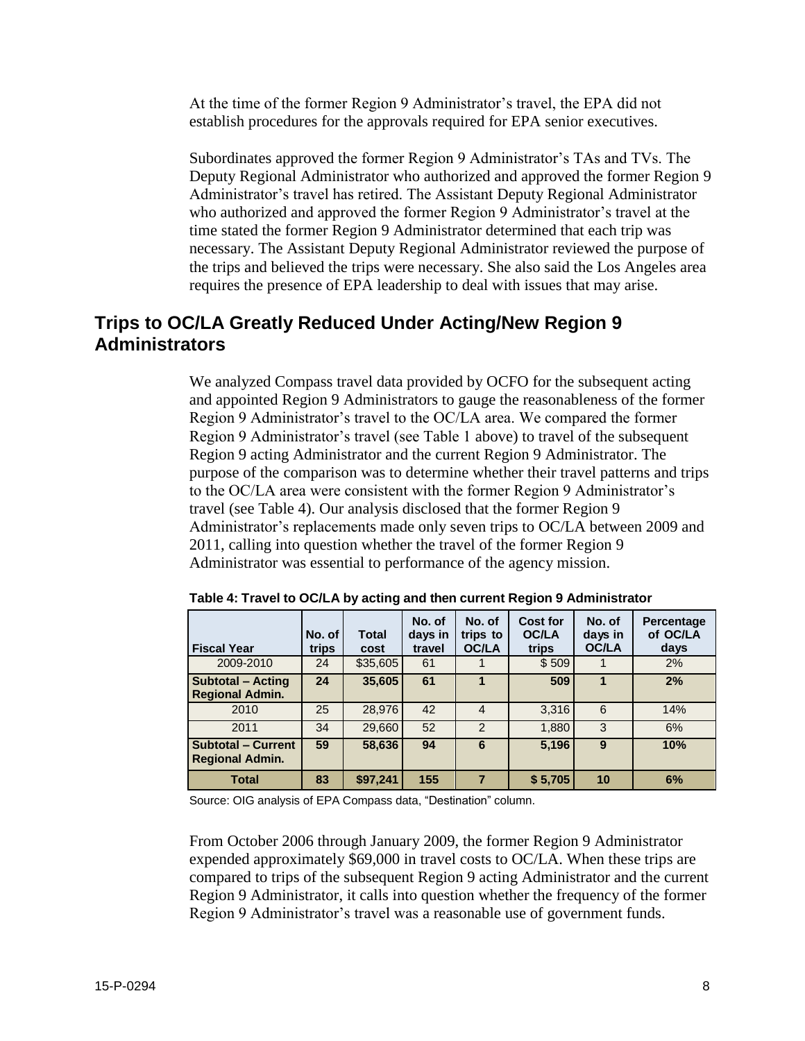At the time of the former Region 9 Administrator's travel, the EPA did not establish procedures for the approvals required for EPA senior executives.

Subordinates approved the former Region 9 Administrator's TAs and TVs. The Deputy Regional Administrator who authorized and approved the former Region 9 Administrator's travel has retired. The Assistant Deputy Regional Administrator who authorized and approved the former Region 9 Administrator's travel at the time stated the former Region 9 Administrator determined that each trip was necessary. The Assistant Deputy Regional Administrator reviewed the purpose of the trips and believed the trips were necessary. She also said the Los Angeles area requires the presence of EPA leadership to deal with issues that may arise.

## Trips to OC/LA Greatly Reduced Under Acting/New Region 9 Administrators

We analyzed Compass travel data provided by OCFO for the subsequent acting and appointed Region 9 Administrators to gauge the reasonableness of the former Region 9 Administrator's travel to the OC/LA area. We compared the former Region 9 Administrator's travel (see Table 1 above) to travel of the subsequent Region 9 acting Administrator and the current Region 9 Administrator. The purpose of the comparison was to determine whether their travel patterns and trips to the OC/LA area were consistent with the former Region 9 Administrator's travel (see Table 4). Our analysis disclosed that the former Region 9 Administrator's replacements made only seven trips to OC/LA between 2009 and 2011, calling into question whether the travel of the former Region 9 Administrator was essential to performance of the agency mission.

**Table 4: Travel to OC/LA by acting and then current Region 9 Administrator**

| Fiscal Year | No. of trips | Total cost | No. of days in travel | No. of trips to OC/LA | Cost for OC/LA trips | No. of days in OC/LA | Percentage of OC/LA days |
|---|---|---|---|---|---|---|---|
| 2009-2010 | 24 | $35,605 | 61 | 1 | $ 509 | 1 | 2% |
| **Subtotal – Acting Regional Admin.** | **24** | **35,605** | **61** | **1** | **509** | **1** | **2%** |
| 2010 | 25 | 28,976 | 42 | 4 | 3,316 | 6 | 14% |
| 2011 | 34 | 29,660 | 52 | 2 | 1,880 | 3 | 6% |
| **Subtotal – Current Regional Admin.** | **59** | **58,636** | **94** | **6** | **5,196** | **9** | **10%** |
| **Total** | **83** | **$97,241** | **155** | **7** | **$ 5,705** | **10** | **6%** |

Source: OIG analysis of EPA Compass data, "Destination" column.

From October 2006 through January 2009, the former Region 9 Administrator expended approximately $69,000 in travel costs to OC/LA. When these trips are compared to trips of the subsequent Region 9 acting Administrator and the current Region 9 Administrator, it calls into question whether the frequency of the former Region 9 Administrator's travel was a reasonable use of government funds.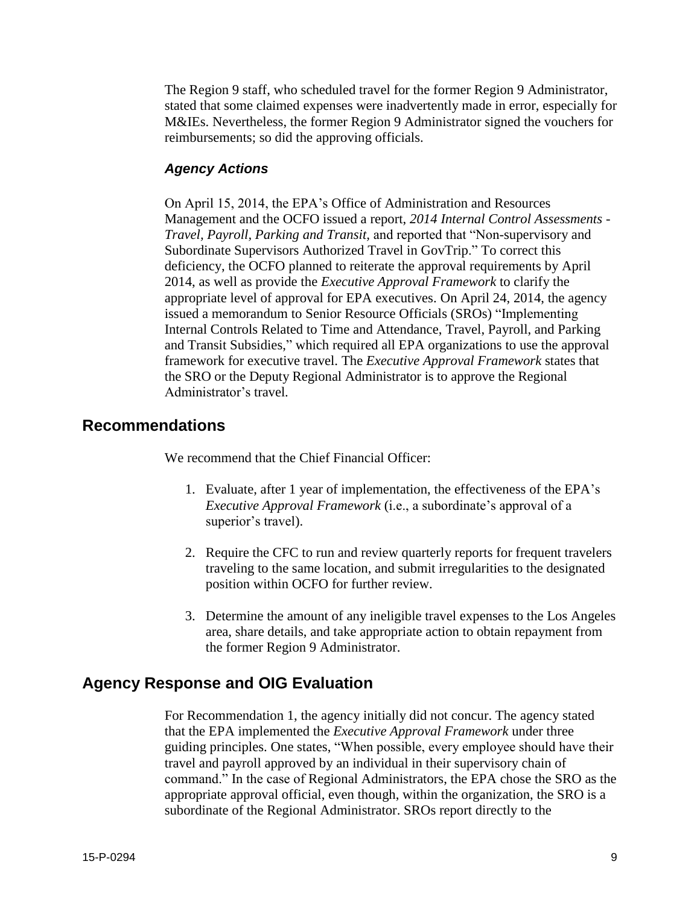The Region 9 staff, who scheduled travel for the former Region 9 Administrator, stated that some claimed expenses were inadvertently made in error, especially for M&IEs. Nevertheless, the former Region 9 Administrator signed the vouchers for reimbursements; so did the approving officials.

### *Agency Actions*

On April 15, 2014, the EPA's Office of Administration and Resources Management and the OCFO issued a report, *2014 Internal Control Assessments - Travel, Payroll, Parking and Transit*, and reported that "Non-supervisory and Subordinate Supervisors Authorized Travel in GovTrip." To correct this deficiency, the OCFO planned to reiterate the approval requirements by April 2014, as well as provide the *Executive Approval Framework* to clarify the appropriate level of approval for EPA executives. On April 24, 2014, the agency issued a memorandum to Senior Resource Officials (SROs) "Implementing Internal Controls Related to Time and Attendance, Travel, Payroll, and Parking and Transit Subsidies," which required all EPA organizations to use the approval framework for executive travel. The *Executive Approval Framework* states that the SRO or the Deputy Regional Administrator is to approve the Regional Administrator's travel.

## Recommendations

We recommend that the Chief Financial Officer:

1. Evaluate, after 1 year of implementation, the effectiveness of the EPA's *Executive Approval Framework* (i.e., a subordinate's approval of a superior's travel).

2. Require the CFC to run and review quarterly reports for frequent travelers traveling to the same location, and submit irregularities to the designated position within OCFO for further review.

3. Determine the amount of any ineligible travel expenses to the Los Angeles area, share details, and take appropriate action to obtain repayment from the former Region 9 Administrator.

## Agency Response and OIG Evaluation

For Recommendation 1, the agency initially did not concur. The agency stated that the EPA implemented the *Executive Approval Framework* under three guiding principles. One states, "When possible, every employee should have their travel and payroll approved by an individual in their supervisory chain of command." In the case of Regional Administrators, the EPA chose the SRO as the appropriate approval official, even though, within the organization, the SRO is a subordinate of the Regional Administrator. SROs report directly to the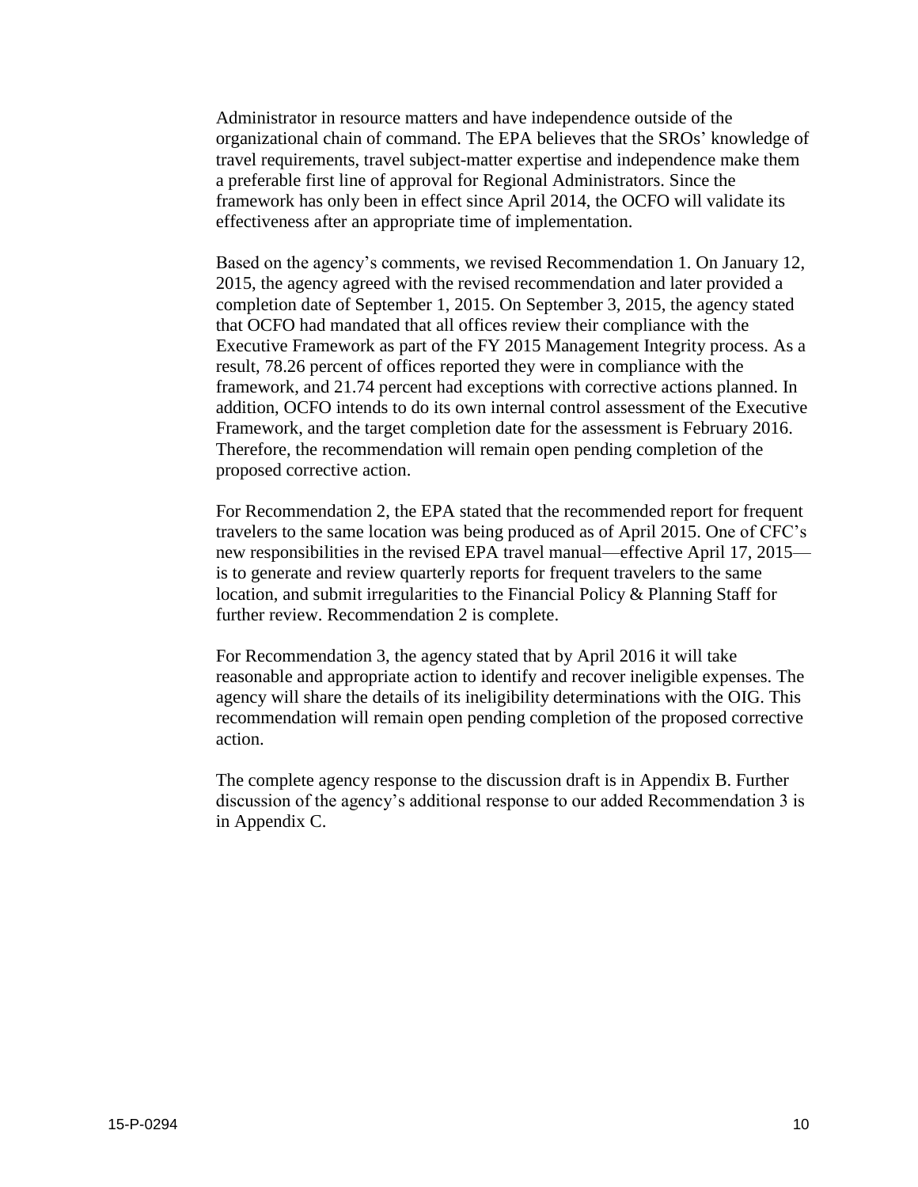Administrator in resource matters and have independence outside of the organizational chain of command. The EPA believes that the SROs' knowledge of travel requirements, travel subject-matter expertise and independence make them a preferable first line of approval for Regional Administrators. Since the framework has only been in effect since April 2014, the OCFO will validate its effectiveness after an appropriate time of implementation.

Based on the agency's comments, we revised Recommendation 1. On January 12, 2015, the agency agreed with the revised recommendation and later provided a completion date of September 1, 2015. On September 3, 2015, the agency stated that OCFO had mandated that all offices review their compliance with the Executive Framework as part of the FY 2015 Management Integrity process. As a result, 78.26 percent of offices reported they were in compliance with the framework, and 21.74 percent had exceptions with corrective actions planned. In addition, OCFO intends to do its own internal control assessment of the Executive Framework, and the target completion date for the assessment is February 2016. Therefore, the recommendation will remain open pending completion of the proposed corrective action.

For Recommendation 2, the EPA stated that the recommended report for frequent travelers to the same location was being produced as of April 2015. One of CFC's new responsibilities in the revised EPA travel manual—effective April 17, 2015—is to generate and review quarterly reports for frequent travelers to the same location, and submit irregularities to the Financial Policy & Planning Staff for further review. Recommendation 2 is complete.

For Recommendation 3, the agency stated that by April 2016 it will take reasonable and appropriate action to identify and recover ineligible expenses. The agency will share the details of its ineligibility determinations with the OIG. This recommendation will remain open pending completion of the proposed corrective action.

The complete agency response to the discussion draft is in Appendix B. Further discussion of the agency's additional response to our added Recommendation 3 is in Appendix C.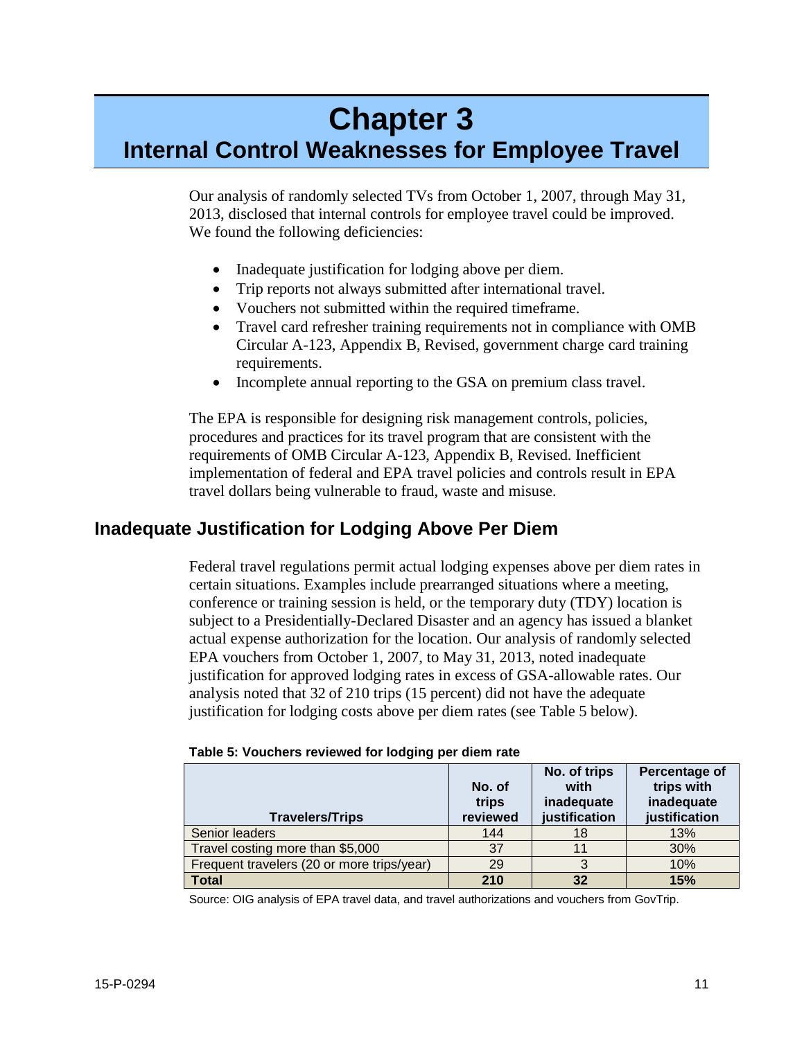# Chapter 3
## Internal Control Weaknesses for Employee Travel

Our analysis of randomly selected TVs from October 1, 2007, through May 31, 2013, disclosed that internal controls for employee travel could be improved. We found the following deficiencies:

- Inadequate justification for lodging above per diem.
- Trip reports not always submitted after international travel.
- Vouchers not submitted within the required timeframe.
- Travel card refresher training requirements not in compliance with OMB Circular A-123, Appendix B, Revised, government charge card training requirements.
- Incomplete annual reporting to the GSA on premium class travel.

The EPA is responsible for designing risk management controls, policies, procedures and practices for its travel program that are consistent with the requirements of OMB Circular A-123, Appendix B, Revised. Inefficient implementation of federal and EPA travel policies and controls result in EPA travel dollars being vulnerable to fraud, waste and misuse.

## Inadequate Justification for Lodging Above Per Diem

Federal travel regulations permit actual lodging expenses above per diem rates in certain situations. Examples include prearranged situations where a meeting, conference or training session is held, or the temporary duty (TDY) location is subject to a Presidentially-Declared Disaster and an agency has issued a blanket actual expense authorization for the location. Our analysis of randomly selected EPA vouchers from October 1, 2007, to May 31, 2013, noted inadequate justification for approved lodging rates in excess of GSA-allowable rates. Our analysis noted that 32 of 210 trips (15 percent) did not have the adequate justification for lodging costs above per diem rates (see Table 5 below).

**Table 5: Vouchers reviewed for lodging per diem rate**

| Travelers/Trips | No. of trips reviewed | No. of trips with inadequate justification | Percentage of trips with inadequate justification |
|---|---|---|---|
| Senior leaders | 144 | 18 | 13% |
| Travel costing more than $5,000 | 37 | 11 | 30% |
| Frequent travelers (20 or more trips/year) | 29 | 3 | 10% |
| **Total** | **210** | **32** | **15%** |

Source: OIG analysis of EPA travel data, and travel authorizations and vouchers from GovTrip.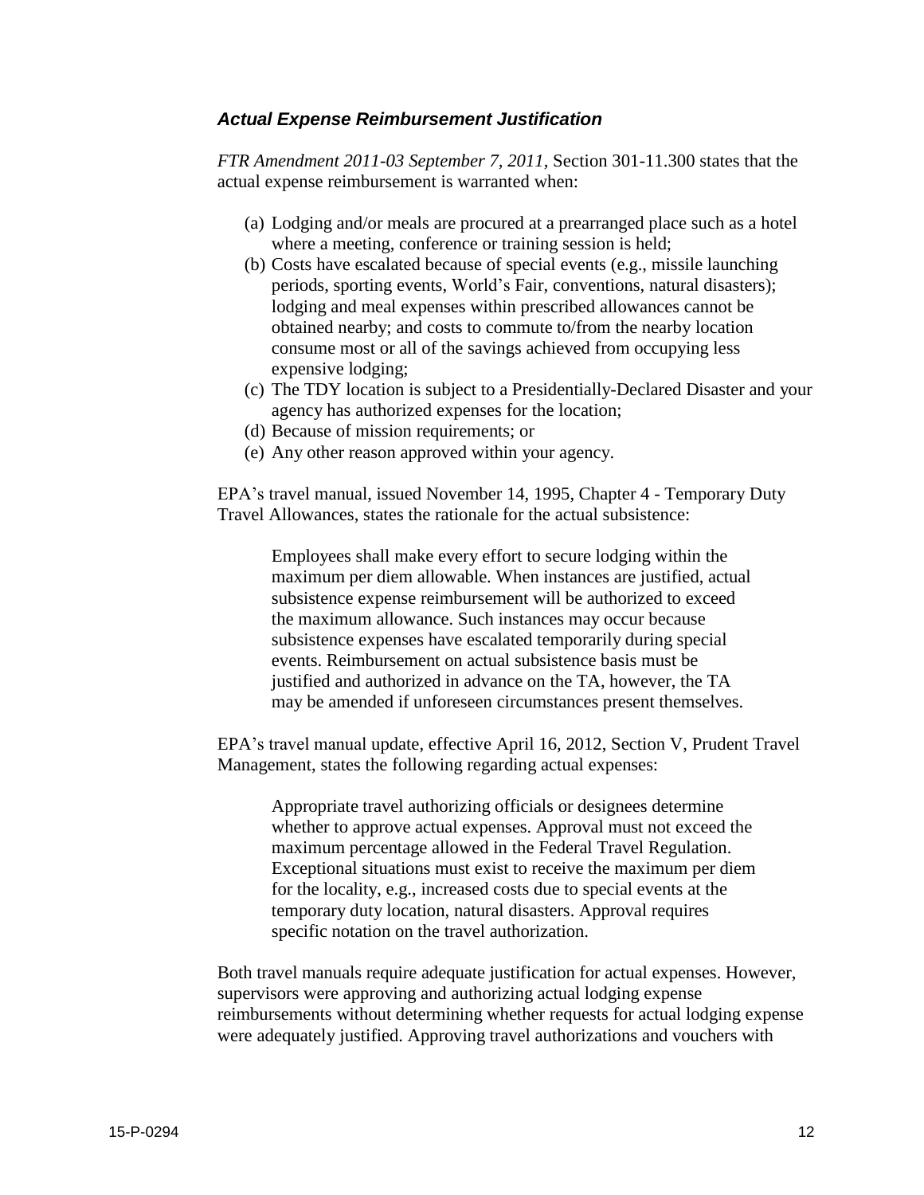### ***Actual Expense Reimbursement Justification***

*FTR Amendment 2011-03 September 7, 2011,* Section 301-11.300 states that the actual expense reimbursement is warranted when:

(a) Lodging and/or meals are procured at a prearranged place such as a hotel where a meeting, conference or training session is held;
(b) Costs have escalated because of special events (e.g., missile launching periods, sporting events, World's Fair, conventions, natural disasters); lodging and meal expenses within prescribed allowances cannot be obtained nearby; and costs to commute to/from the nearby location consume most or all of the savings achieved from occupying less expensive lodging;
(c) The TDY location is subject to a Presidentially-Declared Disaster and your agency has authorized expenses for the location;
(d) Because of mission requirements; or
(e) Any other reason approved within your agency.

EPA's travel manual, issued November 14, 1995, Chapter 4 - Temporary Duty Travel Allowances, states the rationale for the actual subsistence:

> Employees shall make every effort to secure lodging within the maximum per diem allowable. When instances are justified, actual subsistence expense reimbursement will be authorized to exceed the maximum allowance. Such instances may occur because subsistence expenses have escalated temporarily during special events. Reimbursement on actual subsistence basis must be justified and authorized in advance on the TA, however, the TA may be amended if unforeseen circumstances present themselves.

EPA's travel manual update, effective April 16, 2012, Section V, Prudent Travel Management, states the following regarding actual expenses:

> Appropriate travel authorizing officials or designees determine whether to approve actual expenses. Approval must not exceed the maximum percentage allowed in the Federal Travel Regulation. Exceptional situations must exist to receive the maximum per diem for the locality, e.g., increased costs due to special events at the temporary duty location, natural disasters. Approval requires specific notation on the travel authorization.

Both travel manuals require adequate justification for actual expenses. However, supervisors were approving and authorizing actual lodging expense reimbursements without determining whether requests for actual lodging expense were adequately justified. Approving travel authorizations and vouchers with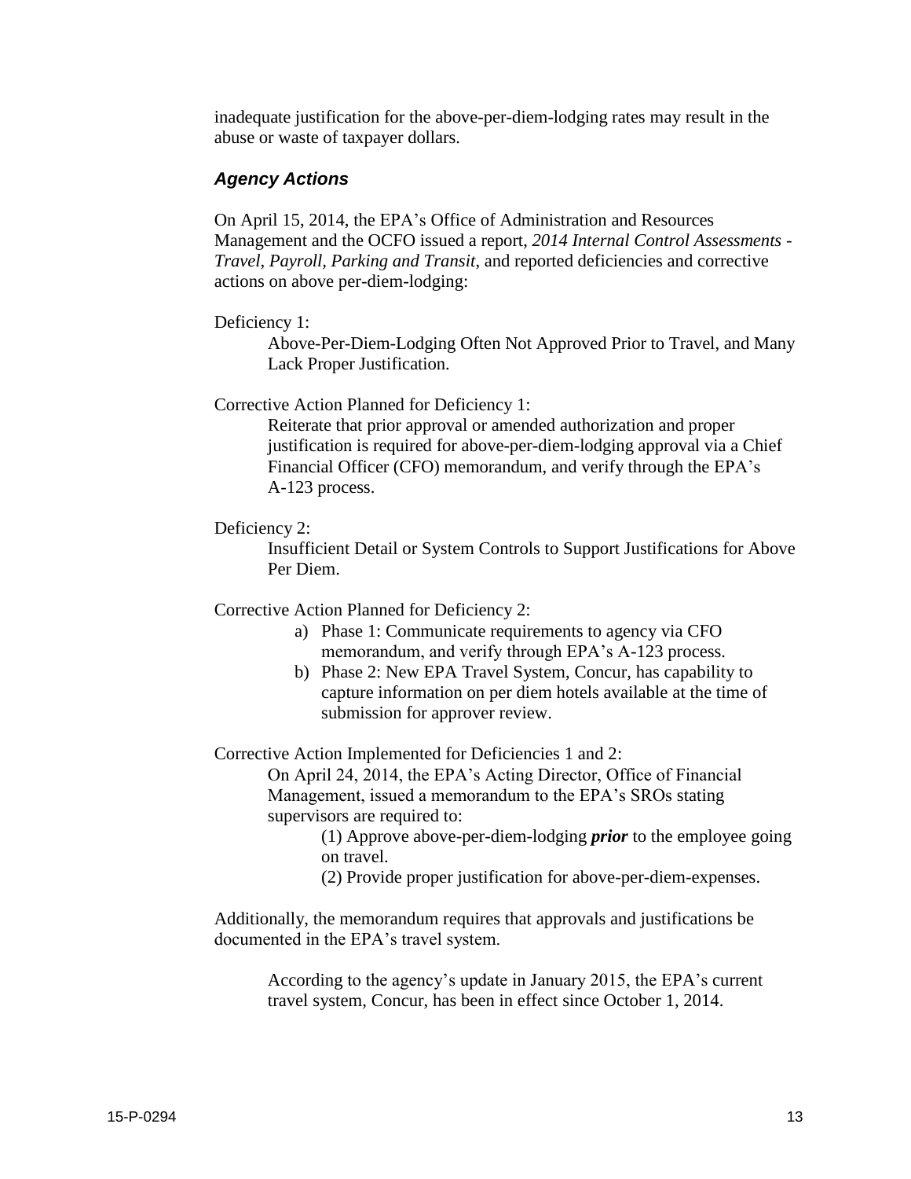inadequate justification for the above-per-diem-lodging rates may result in the abuse or waste of taxpayer dollars.

### *Agency Actions*

On April 15, 2014, the EPA's Office of Administration and Resources Management and the OCFO issued a report, *2014 Internal Control Assessments - Travel, Payroll, Parking and Transit*, and reported deficiencies and corrective actions on above per-diem-lodging:

Deficiency 1:

> Above-Per-Diem-Lodging Often Not Approved Prior to Travel, and Many Lack Proper Justification.

Corrective Action Planned for Deficiency 1:

> Reiterate that prior approval or amended authorization and proper justification is required for above-per-diem-lodging approval via a Chief Financial Officer (CFO) memorandum, and verify through the EPA's A-123 process.

Deficiency 2:

> Insufficient Detail or System Controls to Support Justifications for Above Per Diem.

Corrective Action Planned for Deficiency 2:

a) Phase 1: Communicate requirements to agency via CFO memorandum, and verify through EPA's A-123 process.
b) Phase 2: New EPA Travel System, Concur, has capability to capture information on per diem hotels available at the time of submission for approver review.

Corrective Action Implemented for Deficiencies 1 and 2:

> On April 24, 2014, the EPA's Acting Director, Office of Financial Management, issued a memorandum to the EPA's SROs stating supervisors are required to:
>
> (1) Approve above-per-diem-lodging ***prior*** to the employee going on travel.
>
> (2) Provide proper justification for above-per-diem-expenses.

Additionally, the memorandum requires that approvals and justifications be documented in the EPA's travel system.

> According to the agency's update in January 2015, the EPA's current travel system, Concur, has been in effect since October 1, 2014.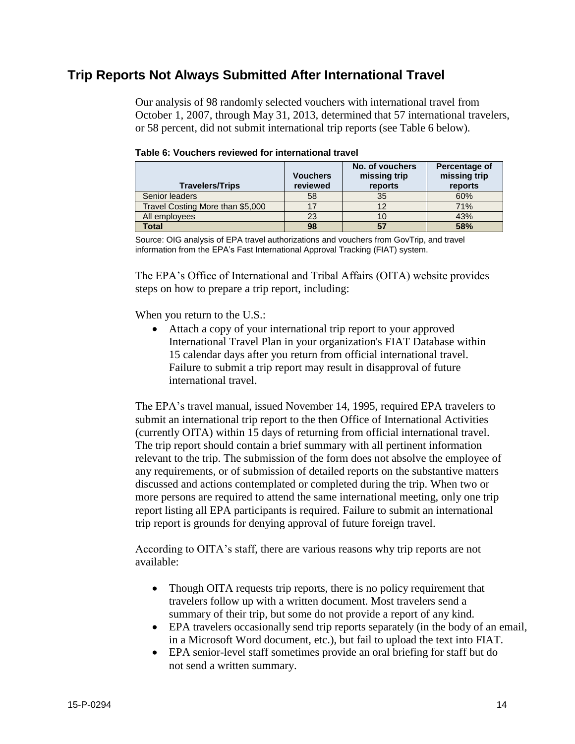## Trip Reports Not Always Submitted After International Travel

Our analysis of 98 randomly selected vouchers with international travel from October 1, 2007, through May 31, 2013, determined that 57 international travelers, or 58 percent, did not submit international trip reports (see Table 6 below).

**Table 6: Vouchers reviewed for international travel**

| Travelers/Trips | Vouchers reviewed | No. of vouchers missing trip reports | Percentage of missing trip reports |
|---|---|---|---|
| Senior leaders | 58 | 35 | 60% |
| Travel Costing More than $5,000 | 17 | 12 | 71% |
| All employees | 23 | 10 | 43% |
| **Total** | **98** | **57** | **58%** |

Source: OIG analysis of EPA travel authorizations and vouchers from GovTrip, and travel information from the EPA's Fast International Approval Tracking (FIAT) system.

The EPA's Office of International and Tribal Affairs (OITA) website provides steps on how to prepare a trip report, including:

When you return to the U.S.:

- Attach a copy of your international trip report to your approved International Travel Plan in your organization's FIAT Database within 15 calendar days after you return from official international travel. Failure to submit a trip report may result in disapproval of future international travel.

The EPA's travel manual, issued November 14, 1995, required EPA travelers to submit an international trip report to the then Office of International Activities (currently OITA) within 15 days of returning from official international travel. The trip report should contain a brief summary with all pertinent information relevant to the trip. The submission of the form does not absolve the employee of any requirements, or of submission of detailed reports on the substantive matters discussed and actions contemplated or completed during the trip. When two or more persons are required to attend the same international meeting, only one trip report listing all EPA participants is required. Failure to submit an international trip report is grounds for denying approval of future foreign travel.

According to OITA's staff, there are various reasons why trip reports are not available:

- Though OITA requests trip reports, there is no policy requirement that travelers follow up with a written document. Most travelers send a summary of their trip, but some do not provide a report of any kind.
- EPA travelers occasionally send trip reports separately (in the body of an email, in a Microsoft Word document, etc.), but fail to upload the text into FIAT.
- EPA senior-level staff sometimes provide an oral briefing for staff but do not send a written summary.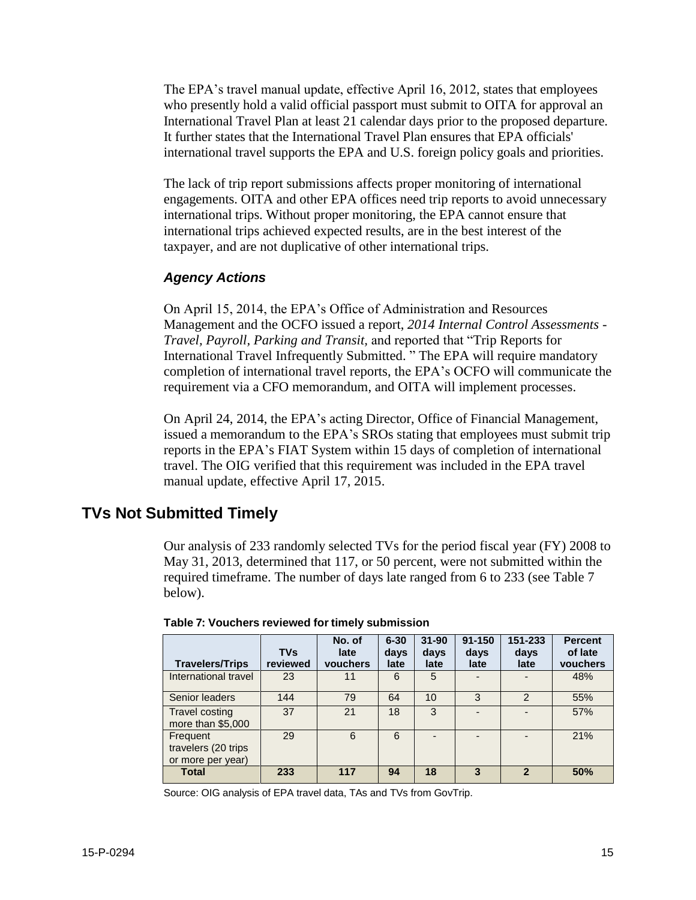The EPA's travel manual update, effective April 16, 2012, states that employees who presently hold a valid official passport must submit to OITA for approval an International Travel Plan at least 21 calendar days prior to the proposed departure. It further states that the International Travel Plan ensures that EPA officials' international travel supports the EPA and U.S. foreign policy goals and priorities.

The lack of trip report submissions affects proper monitoring of international engagements. OITA and other EPA offices need trip reports to avoid unnecessary international trips. Without proper monitoring, the EPA cannot ensure that international trips achieved expected results, are in the best interest of the taxpayer, and are not duplicative of other international trips.

### *Agency Actions*

On April 15, 2014, the EPA's Office of Administration and Resources Management and the OCFO issued a report, *2014 Internal Control Assessments - Travel, Payroll, Parking and Transit,* and reported that "Trip Reports for International Travel Infrequently Submitted. " The EPA will require mandatory completion of international travel reports, the EPA's OCFO will communicate the requirement via a CFO memorandum, and OITA will implement processes.

On April 24, 2014, the EPA's acting Director, Office of Financial Management, issued a memorandum to the EPA's SROs stating that employees must submit trip reports in the EPA's FIAT System within 15 days of completion of international travel. The OIG verified that this requirement was included in the EPA travel manual update, effective April 17, 2015.

## TVs Not Submitted Timely

Our analysis of 233 randomly selected TVs for the period fiscal year (FY) 2008 to May 31, 2013, determined that 117, or 50 percent, were not submitted within the required timeframe. The number of days late ranged from 6 to 233 (see Table 7 below).

**Table 7: Vouchers reviewed for timely submission**

| Travelers/Trips | TVs reviewed | No. of late vouchers | 6-30 days late | 31-90 days late | 91-150 days late | 151-233 days late | Percent of late vouchers |
|---|---|---|---|---|---|---|---|
| International travel | 23 | 11 | 6 | 5 | - | - | 48% |
| Senior leaders | 144 | 79 | 64 | 10 | 3 | 2 | 55% |
| Travel costing more than $5,000 | 37 | 21 | 18 | 3 | - | - | 57% |
| Frequent travelers (20 trips or more per year) | 29 | 6 | 6 | - | - | - | 21% |
| **Total** | **233** | **117** | **94** | **18** | **3** | **2** | **50%** |

Source: OIG analysis of EPA travel data, TAs and TVs from GovTrip.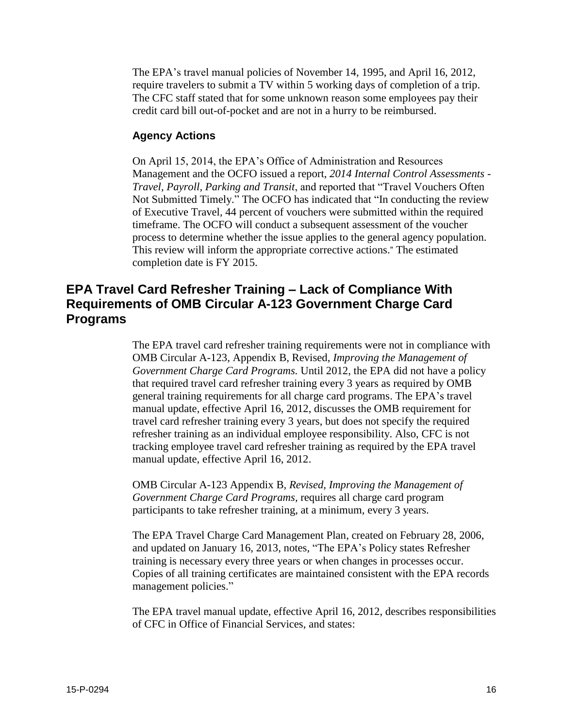The EPA's travel manual policies of November 14, 1995, and April 16, 2012, require travelers to submit a TV within 5 working days of completion of a trip. The CFC staff stated that for some unknown reason some employees pay their credit card bill out-of-pocket and are not in a hurry to be reimbursed.

### Agency Actions

On April 15, 2014, the EPA's Office of Administration and Resources Management and the OCFO issued a report, *2014 Internal Control Assessments - Travel, Payroll, Parking and Transit*, and reported that "Travel Vouchers Often Not Submitted Timely." The OCFO has indicated that "In conducting the review of Executive Travel, 44 percent of vouchers were submitted within the required timeframe. The OCFO will conduct a subsequent assessment of the voucher process to determine whether the issue applies to the general agency population. This review will inform the appropriate corrective actions." The estimated completion date is FY 2015.

## EPA Travel Card Refresher Training – Lack of Compliance With Requirements of OMB Circular A-123 Government Charge Card Programs

The EPA travel card refresher training requirements were not in compliance with OMB Circular A-123, Appendix B, Revised, *Improving the Management of Government Charge Card Programs.* Until 2012, the EPA did not have a policy that required travel card refresher training every 3 years as required by OMB general training requirements for all charge card programs. The EPA's travel manual update, effective April 16, 2012, discusses the OMB requirement for travel card refresher training every 3 years, but does not specify the required refresher training as an individual employee responsibility. Also, CFC is not tracking employee travel card refresher training as required by the EPA travel manual update, effective April 16, 2012.

OMB Circular A-123 Appendix B, *Revised, Improving the Management of Government Charge Card Programs,* requires all charge card program participants to take refresher training, at a minimum, every 3 years.

The EPA Travel Charge Card Management Plan, created on February 28, 2006, and updated on January 16, 2013, notes, "The EPA's Policy states Refresher training is necessary every three years or when changes in processes occur. Copies of all training certificates are maintained consistent with the EPA records management policies."

The EPA travel manual update, effective April 16, 2012, describes responsibilities of CFC in Office of Financial Services, and states: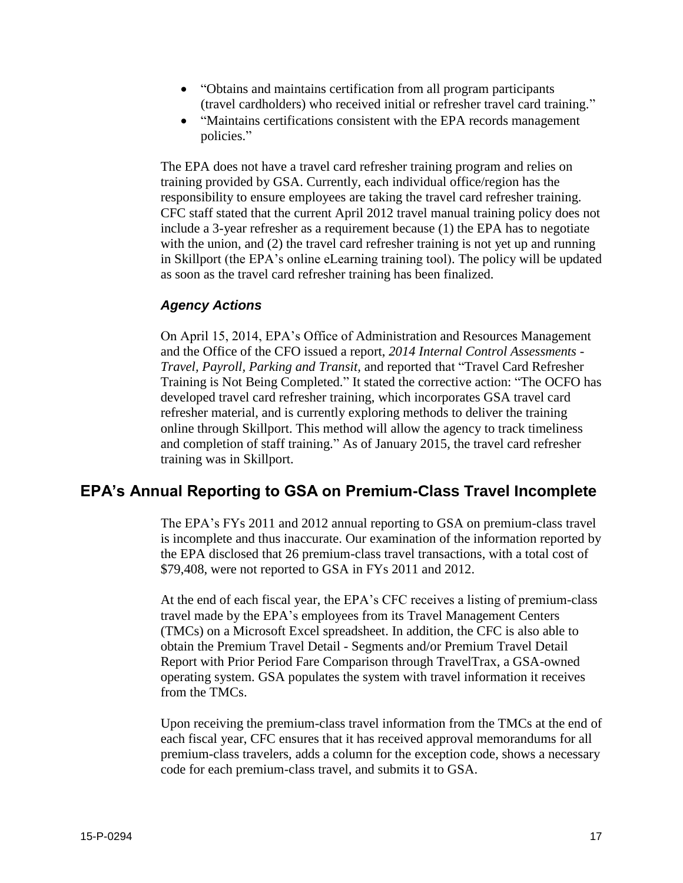- "Obtains and maintains certification from all program participants (travel cardholders) who received initial or refresher travel card training."
- "Maintains certifications consistent with the EPA records management policies."

The EPA does not have a travel card refresher training program and relies on training provided by GSA. Currently, each individual office/region has the responsibility to ensure employees are taking the travel card refresher training. CFC staff stated that the current April 2012 travel manual training policy does not include a 3-year refresher as a requirement because (1) the EPA has to negotiate with the union, and (2) the travel card refresher training is not yet up and running in Skillport (the EPA's online eLearning training tool). The policy will be updated as soon as the travel card refresher training has been finalized.

### *Agency Actions*

On April 15, 2014, EPA's Office of Administration and Resources Management and the Office of the CFO issued a report, *2014 Internal Control Assessments - Travel, Payroll, Parking and Transit,* and reported that "Travel Card Refresher Training is Not Being Completed." It stated the corrective action: "The OCFO has developed travel card refresher training, which incorporates GSA travel card refresher material, and is currently exploring methods to deliver the training online through Skillport. This method will allow the agency to track timeliness and completion of staff training." As of January 2015, the travel card refresher training was in Skillport.

## EPA's Annual Reporting to GSA on Premium-Class Travel Incomplete

The EPA's FYs 2011 and 2012 annual reporting to GSA on premium-class travel is incomplete and thus inaccurate. Our examination of the information reported by the EPA disclosed that 26 premium-class travel transactions, with a total cost of $79,408, were not reported to GSA in FYs 2011 and 2012.

At the end of each fiscal year, the EPA's CFC receives a listing of premium-class travel made by the EPA's employees from its Travel Management Centers (TMCs) on a Microsoft Excel spreadsheet. In addition, the CFC is also able to obtain the Premium Travel Detail - Segments and/or Premium Travel Detail Report with Prior Period Fare Comparison through TravelTrax, a GSA-owned operating system. GSA populates the system with travel information it receives from the TMCs.

Upon receiving the premium-class travel information from the TMCs at the end of each fiscal year, CFC ensures that it has received approval memorandums for all premium-class travelers, adds a column for the exception code, shows a necessary code for each premium-class travel, and submits it to GSA.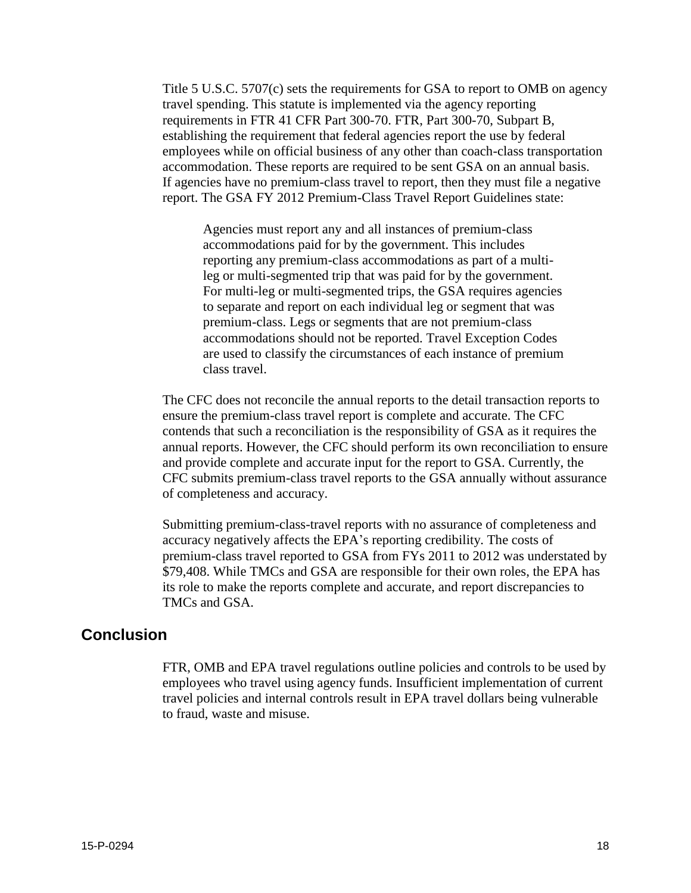Title 5 U.S.C. 5707(c) sets the requirements for GSA to report to OMB on agency travel spending. This statute is implemented via the agency reporting requirements in FTR 41 CFR Part 300-70. FTR, Part 300-70, Subpart B, establishing the requirement that federal agencies report the use by federal employees while on official business of any other than coach-class transportation accommodation. These reports are required to be sent GSA on an annual basis. If agencies have no premium-class travel to report, then they must file a negative report. The GSA FY 2012 Premium-Class Travel Report Guidelines state:

> Agencies must report any and all instances of premium-class accommodations paid for by the government. This includes reporting any premium-class accommodations as part of a multi-leg or multi-segmented trip that was paid for by the government. For multi-leg or multi-segmented trips, the GSA requires agencies to separate and report on each individual leg or segment that was premium-class. Legs or segments that are not premium-class accommodations should not be reported. Travel Exception Codes are used to classify the circumstances of each instance of premium class travel.

The CFC does not reconcile the annual reports to the detail transaction reports to ensure the premium-class travel report is complete and accurate. The CFC contends that such a reconciliation is the responsibility of GSA as it requires the annual reports. However, the CFC should perform its own reconciliation to ensure and provide complete and accurate input for the report to GSA. Currently, the CFC submits premium-class travel reports to the GSA annually without assurance of completeness and accuracy.

Submitting premium-class-travel reports with no assurance of completeness and accuracy negatively affects the EPA's reporting credibility. The costs of premium-class travel reported to GSA from FYs 2011 to 2012 was understated by $79,408. While TMCs and GSA are responsible for their own roles, the EPA has its role to make the reports complete and accurate, and report discrepancies to TMCs and GSA.

## Conclusion

FTR, OMB and EPA travel regulations outline policies and controls to be used by employees who travel using agency funds. Insufficient implementation of current travel policies and internal controls result in EPA travel dollars being vulnerable to fraud, waste and misuse.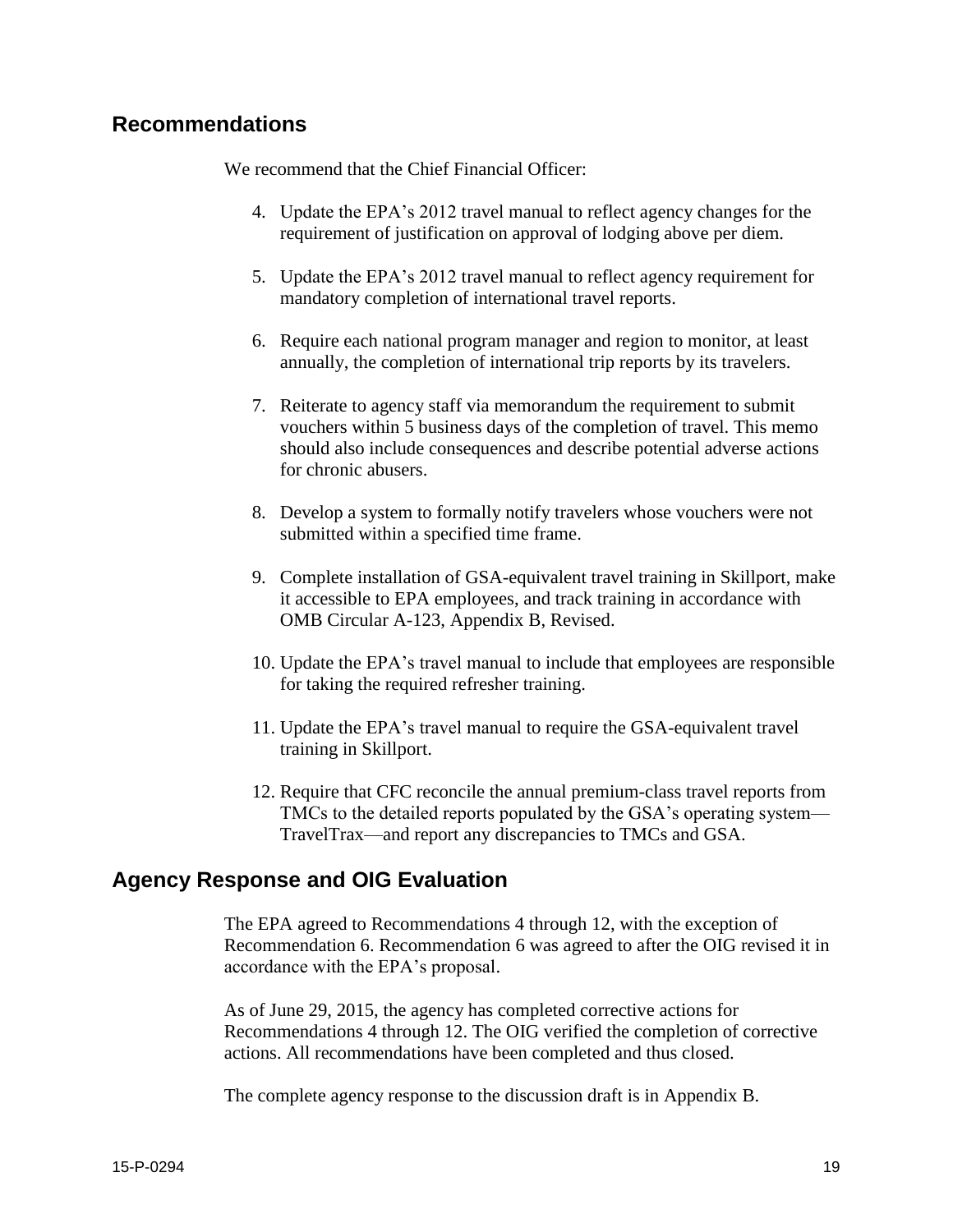## Recommendations

We recommend that the Chief Financial Officer:

4. Update the EPA's 2012 travel manual to reflect agency changes for the requirement of justification on approval of lodging above per diem.

5. Update the EPA's 2012 travel manual to reflect agency requirement for mandatory completion of international travel reports.

6. Require each national program manager and region to monitor, at least annually, the completion of international trip reports by its travelers.

7. Reiterate to agency staff via memorandum the requirement to submit vouchers within 5 business days of the completion of travel. This memo should also include consequences and describe potential adverse actions for chronic abusers.

8. Develop a system to formally notify travelers whose vouchers were not submitted within a specified time frame.

9. Complete installation of GSA-equivalent travel training in Skillport, make it accessible to EPA employees, and track training in accordance with OMB Circular A-123, Appendix B, Revised.

10. Update the EPA's travel manual to include that employees are responsible for taking the required refresher training.

11. Update the EPA's travel manual to require the GSA-equivalent travel training in Skillport.

12. Require that CFC reconcile the annual premium-class travel reports from TMCs to the detailed reports populated by the GSA's operating system—TravelTrax—and report any discrepancies to TMCs and GSA.

## Agency Response and OIG Evaluation

The EPA agreed to Recommendations 4 through 12, with the exception of Recommendation 6. Recommendation 6 was agreed to after the OIG revised it in accordance with the EPA's proposal.

As of June 29, 2015, the agency has completed corrective actions for Recommendations 4 through 12. The OIG verified the completion of corrective actions. All recommendations have been completed and thus closed.

The complete agency response to the discussion draft is in Appendix B.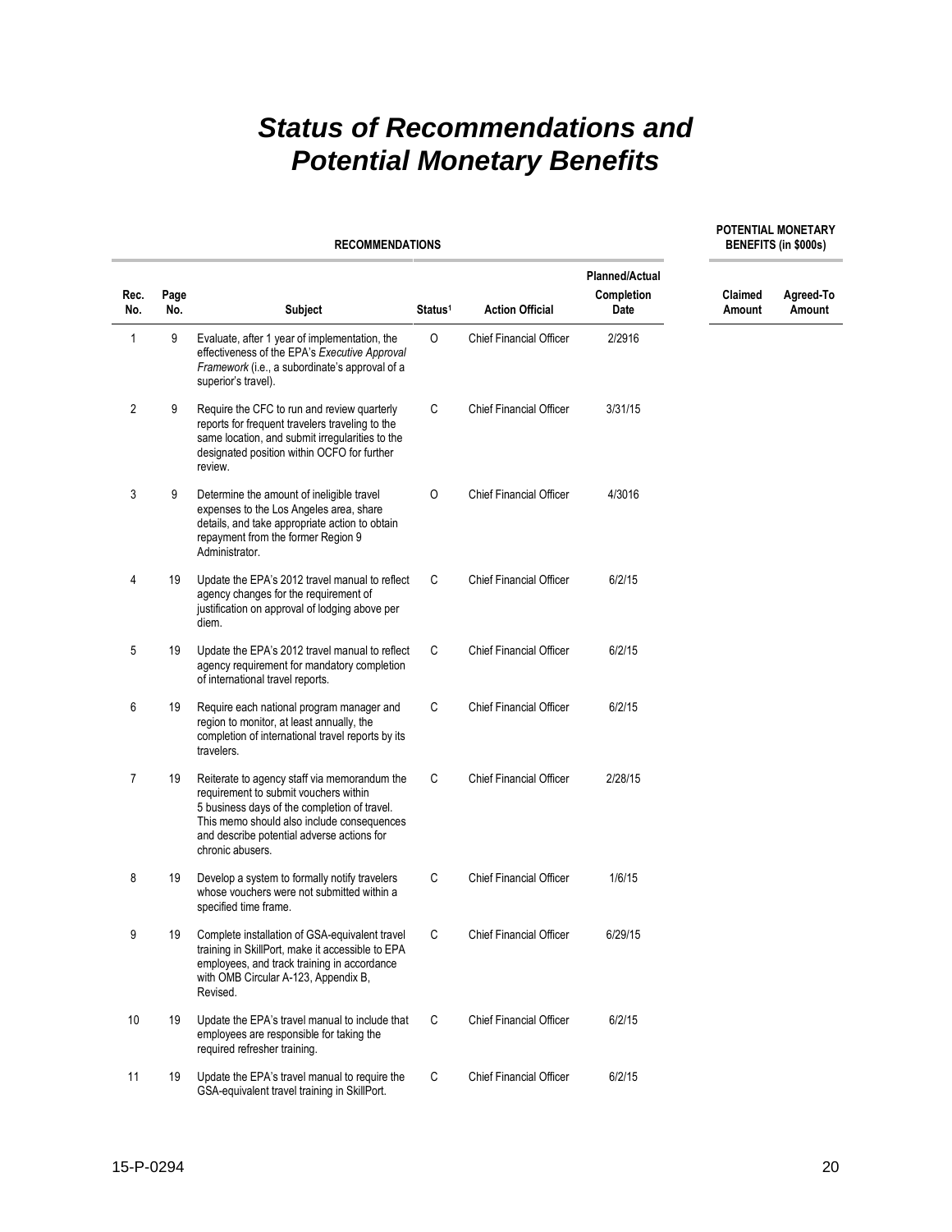# Status of Recommendations and Potential Monetary Benefits

| RECOMMENDATIONS | | | | | | POTENTIAL MONETARY BENEFITS (in $000s) | |
|---|---|---|---|---|---|---|---|
| Rec. No. | Page No. | Subject | Status[1] | Action Official | Planned/Actual Completion Date | Claimed Amount | Agreed-To Amount |
| 1 | 9 | Evaluate, after 1 year of implementation, the effectiveness of the EPA's *Executive Approval Framework* (i.e., a subordinate's approval of a superior's travel). | O | Chief Financial Officer | 2/2916 | | |
| 2 | 9 | Require the CFC to run and review quarterly reports for frequent travelers traveling to the same location, and submit irregularities to the designated position within OCFO for further review. | C | Chief Financial Officer | 3/31/15 | | |
| 3 | 9 | Determine the amount of ineligible travel expenses to the Los Angeles area, share details, and take appropriate action to obtain repayment from the former Region 9 Administrator. | O | Chief Financial Officer | 4/3016 | | |
| 4 | 19 | Update the EPA's 2012 travel manual to reflect agency changes for the requirement of justification on approval of lodging above per diem. | C | Chief Financial Officer | 6/2/15 | | |
| 5 | 19 | Update the EPA's 2012 travel manual to reflect agency requirement for mandatory completion of international travel reports. | C | Chief Financial Officer | 6/2/15 | | |
| 6 | 19 | Require each national program manager and region to monitor, at least annually, the completion of international travel reports by its travelers. | C | Chief Financial Officer | 6/2/15 | | |
| 7 | 19 | Reiterate to agency staff via memorandum the requirement to submit vouchers within 5 business days of the completion of travel. This memo should also include consequences and describe potential adverse actions for chronic abusers. | C | Chief Financial Officer | 2/28/15 | | |
| 8 | 19 | Develop a system to formally notify travelers whose vouchers were not submitted within a specified time frame. | C | Chief Financial Officer | 1/6/15 | | |
| 9 | 19 | Complete installation of GSA-equivalent travel training in SkillPort, make it accessible to EPA employees, and track training in accordance with OMB Circular A-123, Appendix B, Revised. | C | Chief Financial Officer | 6/29/15 | | |
| 10 | 19 | Update the EPA's travel manual to include that employees are responsible for taking the required refresher training. | C | Chief Financial Officer | 6/2/15 | | |
| 11 | 19 | Update the EPA's travel manual to require the GSA-equivalent travel training in SkillPort. | C | Chief Financial Officer | 6/2/15 | | |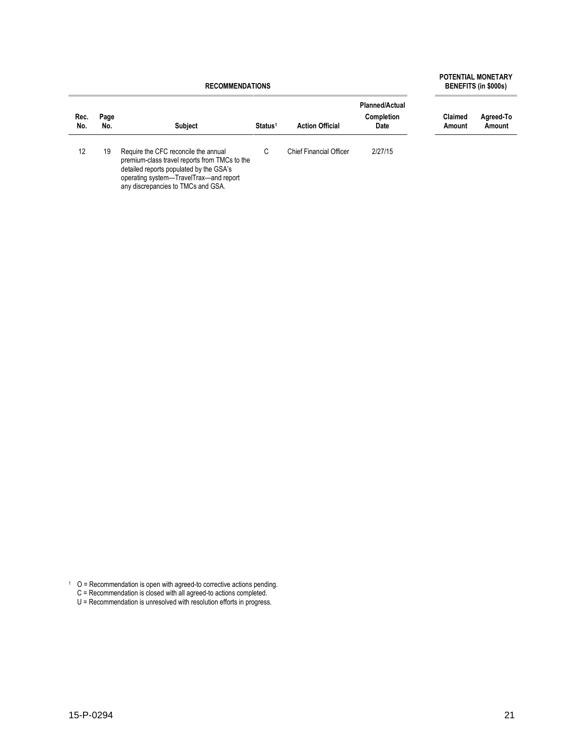| RECOMMENDATIONS | | | | | | POTENTIAL MONETARY BENEFITS (in $000s) | |
|---|---|---|---|---|---|---|---|
| Rec. No. | Page No. | Subject | Status[1] | Action Official | Planned/Actual Completion Date | Claimed Amount | Agreed-To Amount |
| 12 | 19 | Require the CFC reconcile the annual premium-class travel reports from TMCs to the detailed reports populated by the GSA's operating system—TravelTrax—and report any discrepancies to TMCs and GSA. | C | Chief Financial Officer | 2/27/15 | | |

[1] O = Recommendation is open with agreed-to corrective actions pending.
C = Recommendation is closed with all agreed-to actions completed.
U = Recommendation is unresolved with resolution efforts in progress.

15-P-0294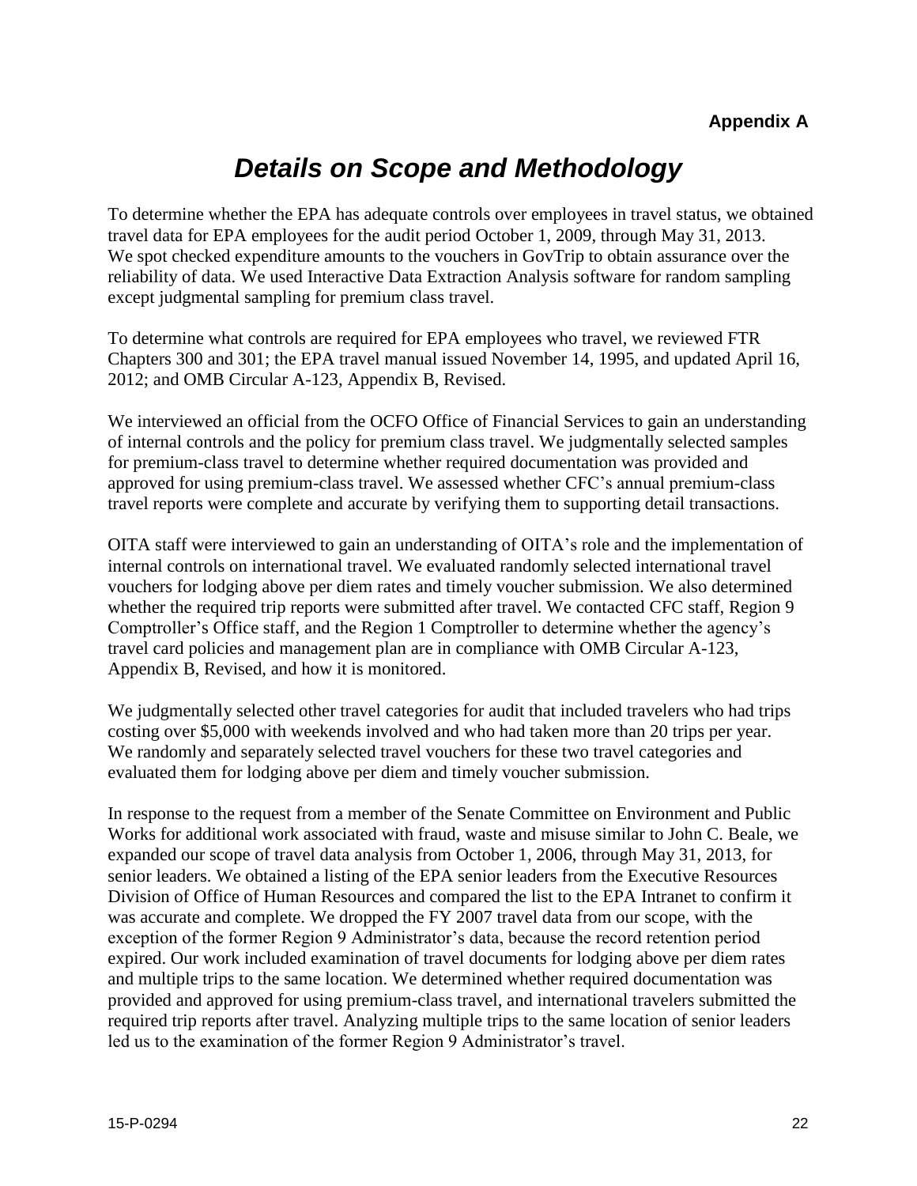**Appendix A**

# *Details on Scope and Methodology*

To determine whether the EPA has adequate controls over employees in travel status, we obtained travel data for EPA employees for the audit period October 1, 2009, through May 31, 2013. We spot checked expenditure amounts to the vouchers in GovTrip to obtain assurance over the reliability of data. We used Interactive Data Extraction Analysis software for random sampling except judgmental sampling for premium class travel.

To determine what controls are required for EPA employees who travel, we reviewed FTR Chapters 300 and 301; the EPA travel manual issued November 14, 1995, and updated April 16, 2012; and OMB Circular A-123, Appendix B, Revised.

We interviewed an official from the OCFO Office of Financial Services to gain an understanding of internal controls and the policy for premium class travel. We judgmentally selected samples for premium-class travel to determine whether required documentation was provided and approved for using premium-class travel. We assessed whether CFC's annual premium-class travel reports were complete and accurate by verifying them to supporting detail transactions.

OITA staff were interviewed to gain an understanding of OITA's role and the implementation of internal controls on international travel. We evaluated randomly selected international travel vouchers for lodging above per diem rates and timely voucher submission. We also determined whether the required trip reports were submitted after travel. We contacted CFC staff, Region 9 Comptroller's Office staff, and the Region 1 Comptroller to determine whether the agency's travel card policies and management plan are in compliance with OMB Circular A-123, Appendix B, Revised, and how it is monitored.

We judgmentally selected other travel categories for audit that included travelers who had trips costing over $5,000 with weekends involved and who had taken more than 20 trips per year. We randomly and separately selected travel vouchers for these two travel categories and evaluated them for lodging above per diem and timely voucher submission.

In response to the request from a member of the Senate Committee on Environment and Public Works for additional work associated with fraud, waste and misuse similar to John C. Beale, we expanded our scope of travel data analysis from October 1, 2006, through May 31, 2013, for senior leaders. We obtained a listing of the EPA senior leaders from the Executive Resources Division of Office of Human Resources and compared the list to the EPA Intranet to confirm it was accurate and complete. We dropped the FY 2007 travel data from our scope, with the exception of the former Region 9 Administrator's data, because the record retention period expired. Our work included examination of travel documents for lodging above per diem rates and multiple trips to the same location. We determined whether required documentation was provided and approved for using premium-class travel, and international travelers submitted the required trip reports after travel. Analyzing multiple trips to the same location of senior leaders led us to the examination of the former Region 9 Administrator's travel.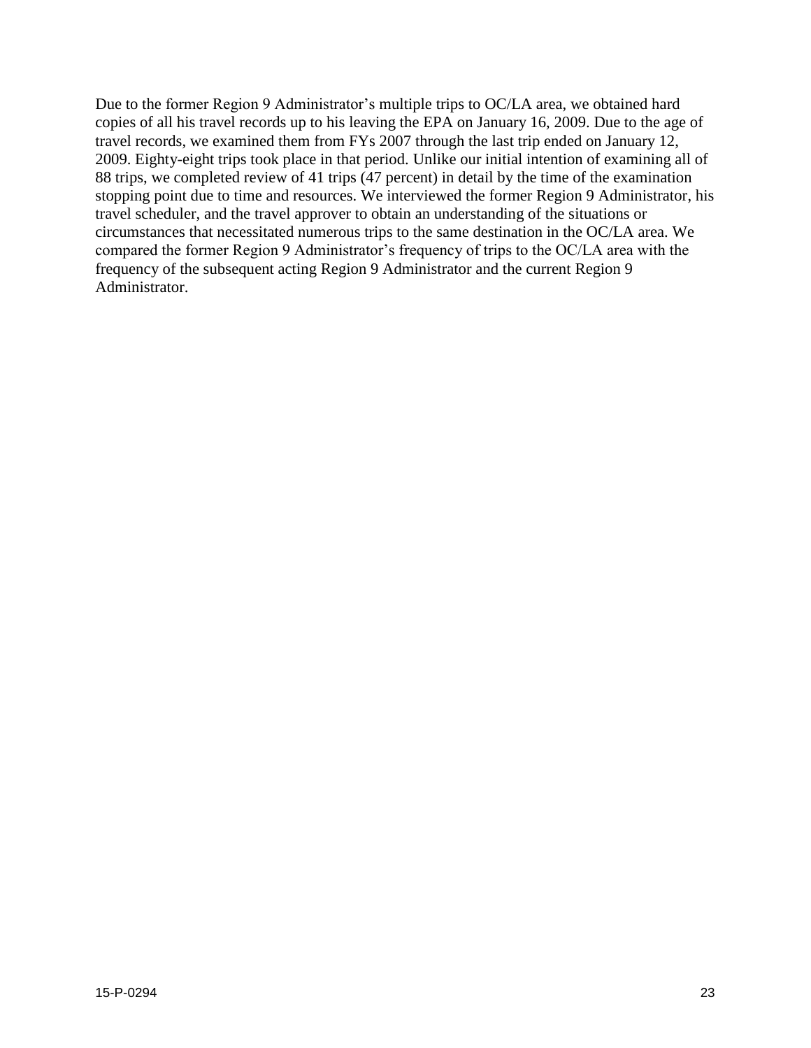Due to the former Region 9 Administrator's multiple trips to OC/LA area, we obtained hard copies of all his travel records up to his leaving the EPA on January 16, 2009. Due to the age of travel records, we examined them from FYs 2007 through the last trip ended on January 12, 2009. Eighty-eight trips took place in that period. Unlike our initial intention of examining all of 88 trips, we completed review of 41 trips (47 percent) in detail by the time of the examination stopping point due to time and resources. We interviewed the former Region 9 Administrator, his travel scheduler, and the travel approver to obtain an understanding of the situations or circumstances that necessitated numerous trips to the same destination in the OC/LA area. We compared the former Region 9 Administrator's frequency of trips to the OC/LA area with the frequency of the subsequent acting Region 9 Administrator and the current Region 9 Administrator.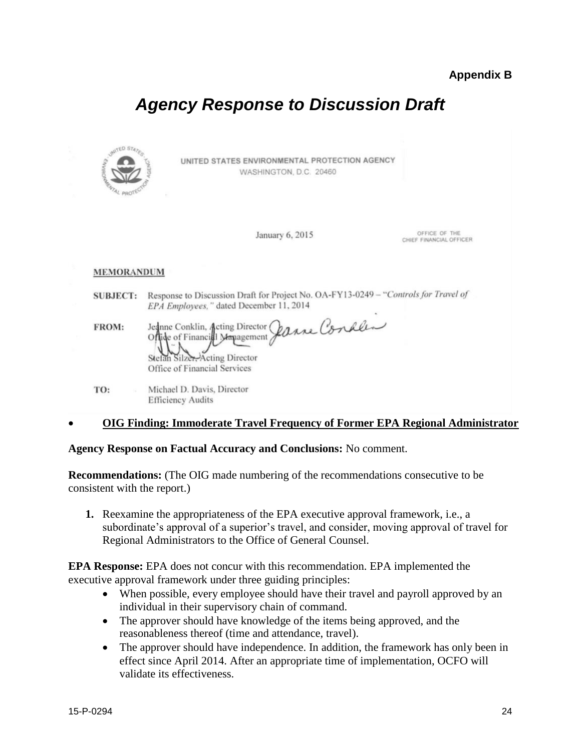**Appendix B**

# *Agency Response to Discussion Draft*

UNITED STATES ENVIRONMENTAL PROTECTION AGENCY
WASHINGTON, D.C. 20460

January 6, 2015

OFFICE OF THE CHIEF FINANCIAL OFFICER

**MEMORANDUM**

**SUBJECT:** Response to Discussion Draft for Project No. OA-FY13-0249 – "*Controls for Travel of EPA Employees,*" dated December 11, 2014

**FROM:** Jeanne Conklin, Acting Director
Office of Financial Management

Stefan Silzer, Acting Director
Office of Financial Services

**TO:** Michael D. Davis, Director
Efficiency Audits

- **OIG Finding: Immoderate Travel Frequency of Former EPA Regional Administrator**

**Agency Response on Factual Accuracy and Conclusions:** No comment.

**Recommendations:** (The OIG made numbering of the recommendations consecutive to be consistent with the report.)

1. Reexamine the appropriateness of the EPA executive approval framework, i.e., a subordinate's approval of a superior's travel, and consider, moving approval of travel for Regional Administrators to the Office of General Counsel.

**EPA Response:** EPA does not concur with this recommendation. EPA implemented the executive approval framework under three guiding principles:

- When possible, every employee should have their travel and payroll approved by an individual in their supervisory chain of command.
- The approver should have knowledge of the items being approved, and the reasonableness thereof (time and attendance, travel).
- The approver should have independence. In addition, the framework has only been in effect since April 2014. After an appropriate time of implementation, OCFO will validate its effectiveness.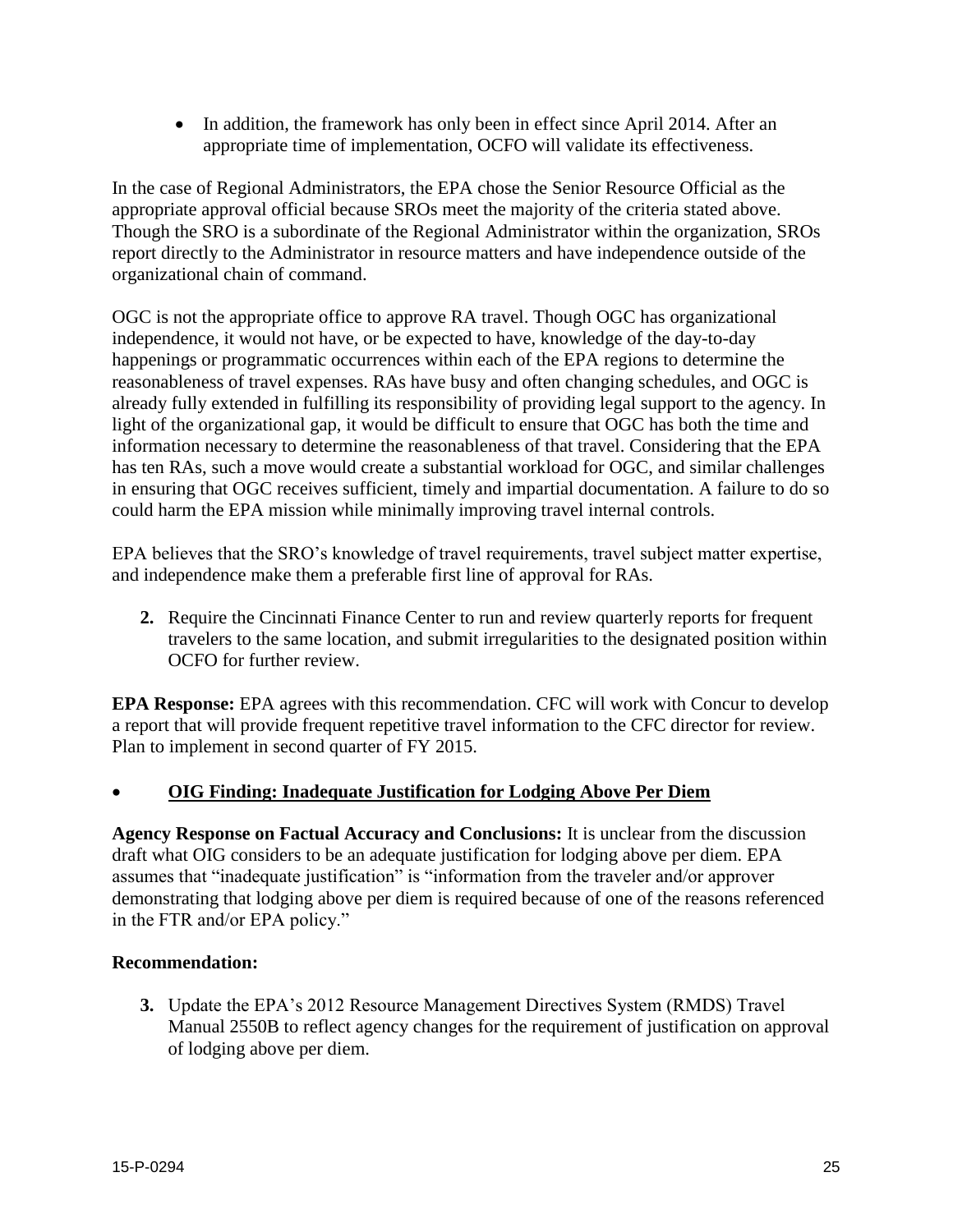- In addition, the framework has only been in effect since April 2014. After an appropriate time of implementation, OCFO will validate its effectiveness.

In the case of Regional Administrators, the EPA chose the Senior Resource Official as the appropriate approval official because SROs meet the majority of the criteria stated above. Though the SRO is a subordinate of the Regional Administrator within the organization, SROs report directly to the Administrator in resource matters and have independence outside of the organizational chain of command.

OGC is not the appropriate office to approve RA travel. Though OGC has organizational independence, it would not have, or be expected to have, knowledge of the day-to-day happenings or programmatic occurrences within each of the EPA regions to determine the reasonableness of travel expenses. RAs have busy and often changing schedules, and OGC is already fully extended in fulfilling its responsibility of providing legal support to the agency. In light of the organizational gap, it would be difficult to ensure that OGC has both the time and information necessary to determine the reasonableness of that travel. Considering that the EPA has ten RAs, such a move would create a substantial workload for OGC, and similar challenges in ensuring that OGC receives sufficient, timely and impartial documentation. A failure to do so could harm the EPA mission while minimally improving travel internal controls.

EPA believes that the SRO's knowledge of travel requirements, travel subject matter expertise, and independence make them a preferable first line of approval for RAs.

2. Require the Cincinnati Finance Center to run and review quarterly reports for frequent travelers to the same location, and submit irregularities to the designated position within OCFO for further review.

**EPA Response:** EPA agrees with this recommendation. CFC will work with Concur to develop a report that will provide frequent repetitive travel information to the CFC director for review. Plan to implement in second quarter of FY 2015.

- **OIG Finding: Inadequate Justification for Lodging Above Per Diem**

**Agency Response on Factual Accuracy and Conclusions:** It is unclear from the discussion draft what OIG considers to be an adequate justification for lodging above per diem. EPA assumes that "inadequate justification" is "information from the traveler and/or approver demonstrating that lodging above per diem is required because of one of the reasons referenced in the FTR and/or EPA policy."

**Recommendation:**

3. Update the EPA's 2012 Resource Management Directives System (RMDS) Travel Manual 2550B to reflect agency changes for the requirement of justification on approval of lodging above per diem.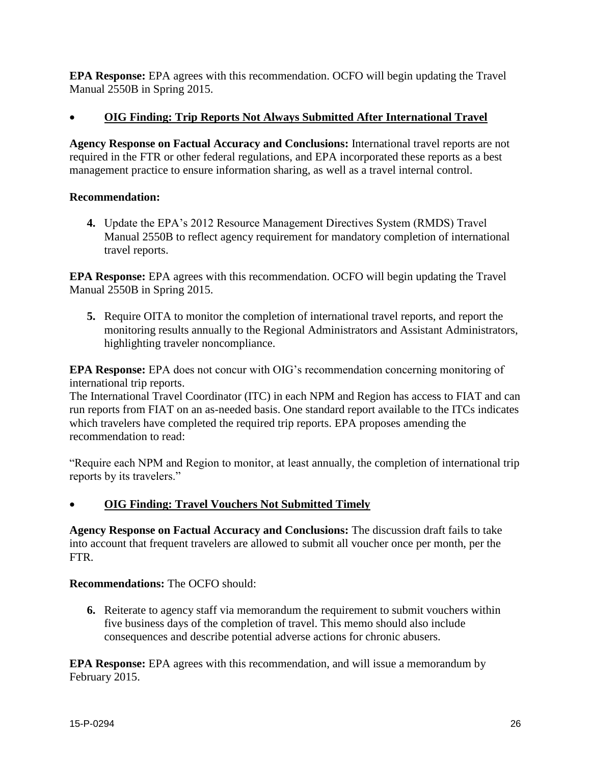**EPA Response:** EPA agrees with this recommendation. OCFO will begin updating the Travel Manual 2550B in Spring 2015.

- **OIG Finding: Trip Reports Not Always Submitted After International Travel**

**Agency Response on Factual Accuracy and Conclusions:** International travel reports are not required in the FTR or other federal regulations, and EPA incorporated these reports as a best management practice to ensure information sharing, as well as a travel internal control.

**Recommendation:**

4. Update the EPA's 2012 Resource Management Directives System (RMDS) Travel Manual 2550B to reflect agency requirement for mandatory completion of international travel reports.

**EPA Response:** EPA agrees with this recommendation. OCFO will begin updating the Travel Manual 2550B in Spring 2015.

5. Require OITA to monitor the completion of international travel reports, and report the monitoring results annually to the Regional Administrators and Assistant Administrators, highlighting traveler noncompliance.

**EPA Response:** EPA does not concur with OIG's recommendation concerning monitoring of international trip reports.
The International Travel Coordinator (ITC) in each NPM and Region has access to FIAT and can run reports from FIAT on an as-needed basis. One standard report available to the ITCs indicates which travelers have completed the required trip reports. EPA proposes amending the recommendation to read:

"Require each NPM and Region to monitor, at least annually, the completion of international trip reports by its travelers."

- **OIG Finding: Travel Vouchers Not Submitted Timely**

**Agency Response on Factual Accuracy and Conclusions:** The discussion draft fails to take into account that frequent travelers are allowed to submit all voucher once per month, per the FTR.

**Recommendations:** The OCFO should:

6. Reiterate to agency staff via memorandum the requirement to submit vouchers within five business days of the completion of travel. This memo should also include consequences and describe potential adverse actions for chronic abusers.

**EPA Response:** EPA agrees with this recommendation, and will issue a memorandum by February 2015.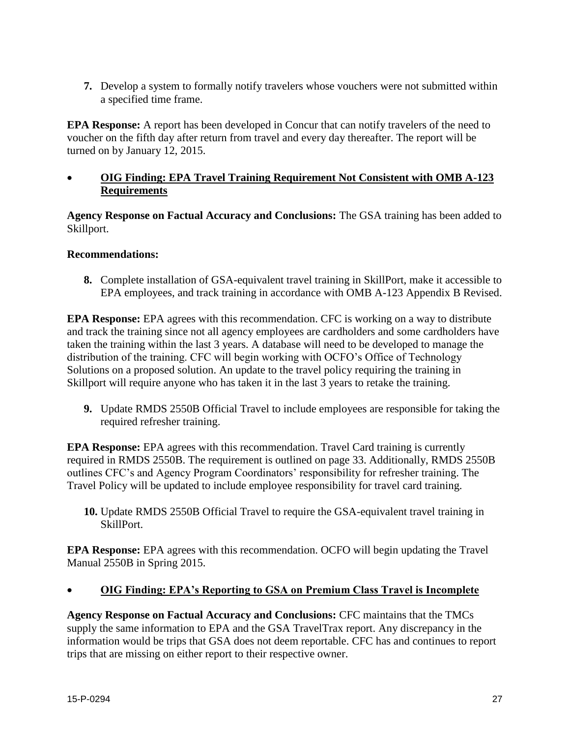7. Develop a system to formally notify travelers whose vouchers were not submitted within a specified time frame.

**EPA Response:** A report has been developed in Concur that can notify travelers of the need to voucher on the fifth day after return from travel and every day thereafter. The report will be turned on by January 12, 2015.

- **OIG Finding: EPA Travel Training Requirement Not Consistent with OMB A-123 Requirements**

**Agency Response on Factual Accuracy and Conclusions:** The GSA training has been added to Skillport.

**Recommendations:**

8. Complete installation of GSA-equivalent travel training in SkillPort, make it accessible to EPA employees, and track training in accordance with OMB A-123 Appendix B Revised.

**EPA Response:** EPA agrees with this recommendation. CFC is working on a way to distribute and track the training since not all agency employees are cardholders and some cardholders have taken the training within the last 3 years. A database will need to be developed to manage the distribution of the training. CFC will begin working with OCFO's Office of Technology Solutions on a proposed solution. An update to the travel policy requiring the training in Skillport will require anyone who has taken it in the last 3 years to retake the training.

9. Update RMDS 2550B Official Travel to include employees are responsible for taking the required refresher training.

**EPA Response:** EPA agrees with this recommendation. Travel Card training is currently required in RMDS 2550B. The requirement is outlined on page 33. Additionally, RMDS 2550B outlines CFC's and Agency Program Coordinators' responsibility for refresher training. The Travel Policy will be updated to include employee responsibility for travel card training.

10. Update RMDS 2550B Official Travel to require the GSA-equivalent travel training in SkillPort.

**EPA Response:** EPA agrees with this recommendation. OCFO will begin updating the Travel Manual 2550B in Spring 2015.

- **OIG Finding: EPA's Reporting to GSA on Premium Class Travel is Incomplete**

**Agency Response on Factual Accuracy and Conclusions:** CFC maintains that the TMCs supply the same information to EPA and the GSA TravelTrax report. Any discrepancy in the information would be trips that GSA does not deem reportable. CFC has and continues to report trips that are missing on either report to their respective owner.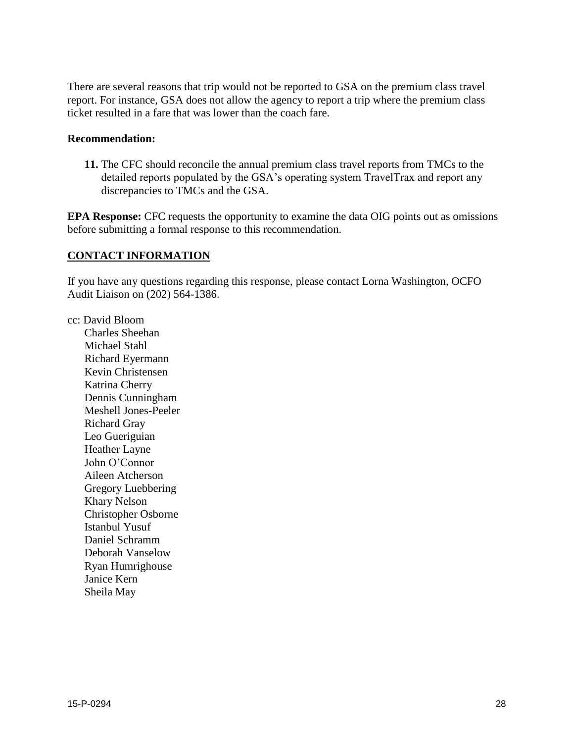There are several reasons that trip would not be reported to GSA on the premium class travel report. For instance, GSA does not allow the agency to report a trip where the premium class ticket resulted in a fare that was lower than the coach fare.

**Recommendation:**

**11.** The CFC should reconcile the annual premium class travel reports from TMCs to the detailed reports populated by the GSA's operating system TravelTrax and report any discrepancies to TMCs and the GSA.

**EPA Response:** CFC requests the opportunity to examine the data OIG points out as omissions before submitting a formal response to this recommendation.

## CONTACT INFORMATION

If you have any questions regarding this response, please contact Lorna Washington, OCFO Audit Liaison on (202) 564-1386.

cc: David Bloom
Charles Sheehan
Michael Stahl
Richard Eyermann
Kevin Christensen
Katrina Cherry
Dennis Cunningham
Meshell Jones-Peeler
Richard Gray
Leo Gueriguian
Heather Layne
John O'Connor
Aileen Atcherson
Gregory Luebbering
Khary Nelson
Christopher Osborne
Istanbul Yusuf
Daniel Schramm
Deborah Vanselow
Ryan Humrighouse
Janice Kern
Sheila May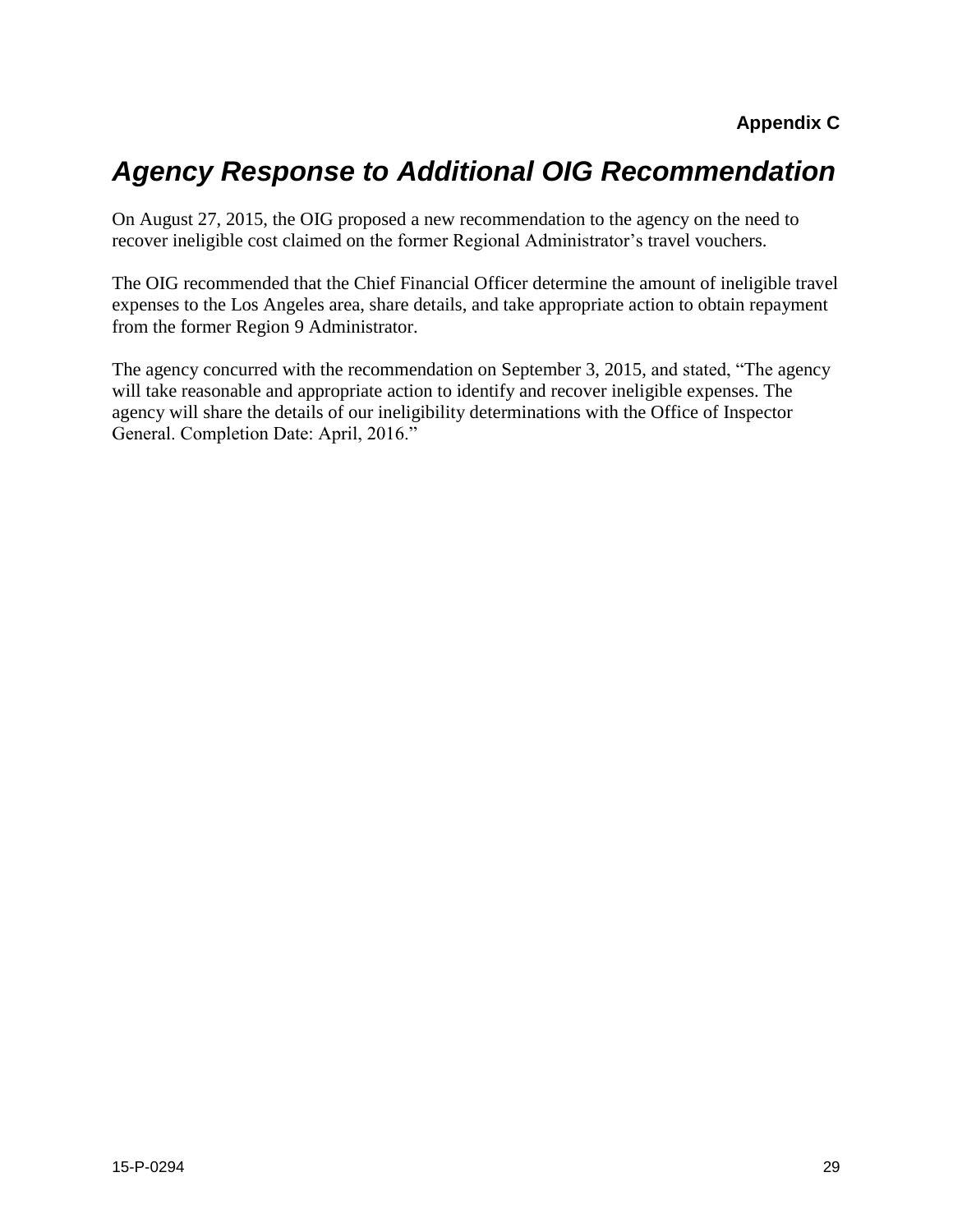**Appendix C**

# *Agency Response to Additional OIG Recommendation*

On August 27, 2015, the OIG proposed a new recommendation to the agency on the need to recover ineligible cost claimed on the former Regional Administrator's travel vouchers.

The OIG recommended that the Chief Financial Officer determine the amount of ineligible travel expenses to the Los Angeles area, share details, and take appropriate action to obtain repayment from the former Region 9 Administrator.

The agency concurred with the recommendation on September 3, 2015, and stated, "The agency will take reasonable and appropriate action to identify and recover ineligible expenses. The agency will share the details of our ineligibility determinations with the Office of Inspector General. Completion Date: April, 2016."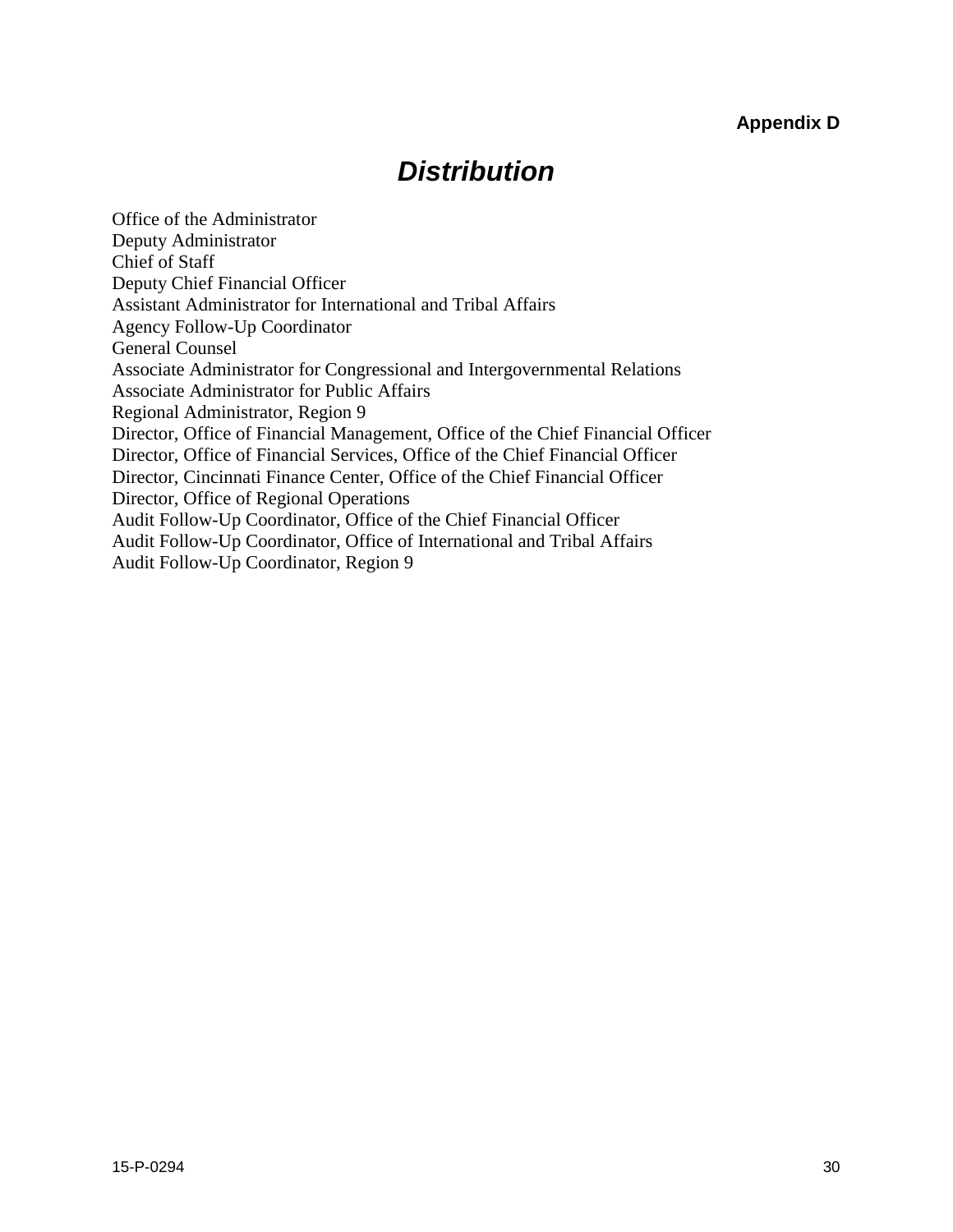**Appendix D**

# *Distribution*

Office of the Administrator
Deputy Administrator
Chief of Staff
Deputy Chief Financial Officer
Assistant Administrator for International and Tribal Affairs
Agency Follow-Up Coordinator
General Counsel
Associate Administrator for Congressional and Intergovernmental Relations
Associate Administrator for Public Affairs
Regional Administrator, Region 9
Director, Office of Financial Management, Office of the Chief Financial Officer
Director, Office of Financial Services, Office of the Chief Financial Officer
Director, Cincinnati Finance Center, Office of the Chief Financial Officer
Director, Office of Regional Operations
Audit Follow-Up Coordinator, Office of the Chief Financial Officer
Audit Follow-Up Coordinator, Office of International and Tribal Affairs
Audit Follow-Up Coordinator, Region 9